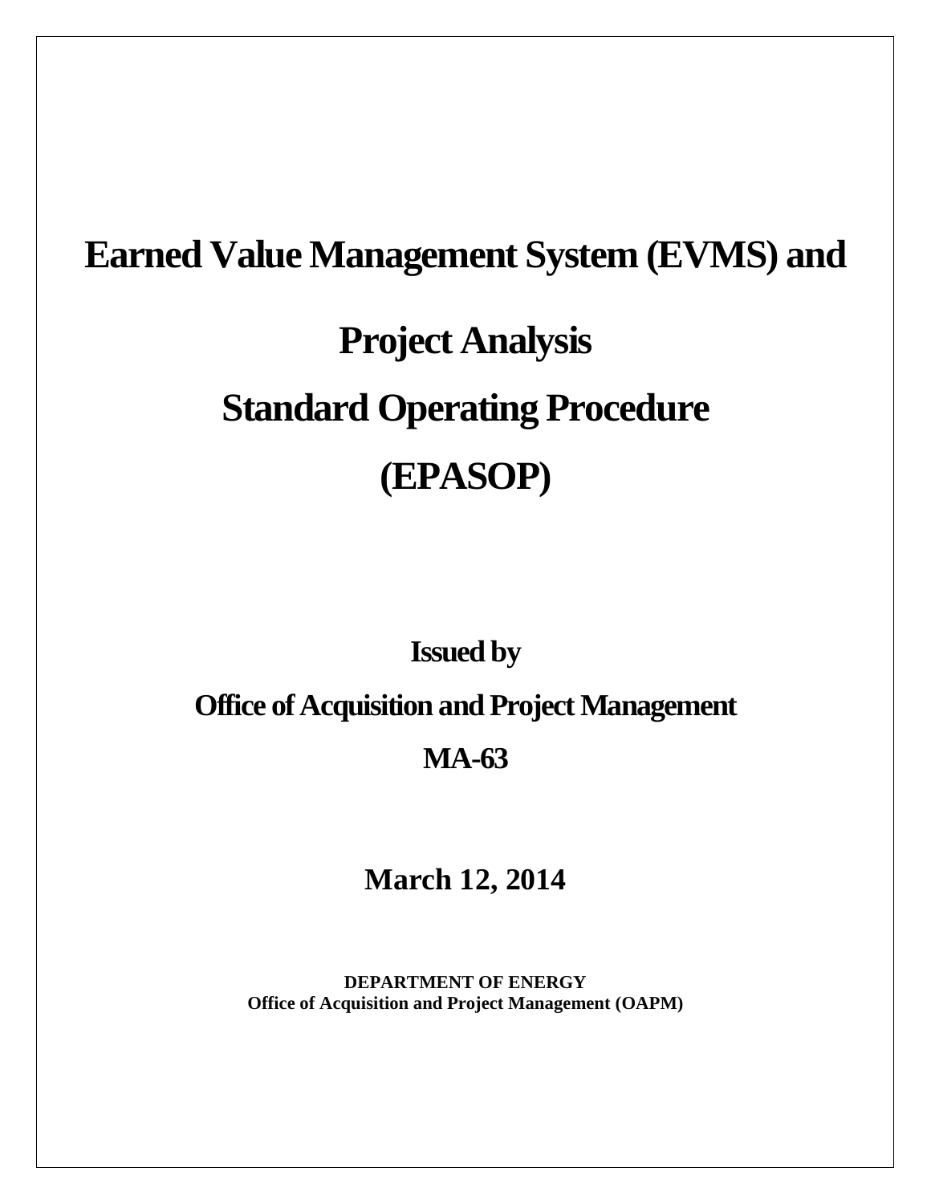# Earned Value Management System (EVMS) and Project Analysis Standard Operating Procedure (EPASOP)

**Issued by**

**Office of Acquisition and Project Management**

**MA-63**

**March 12, 2014**

**DEPARTMENT OF ENERGY**
**Office of Acquisition and Project Management (OAPM)**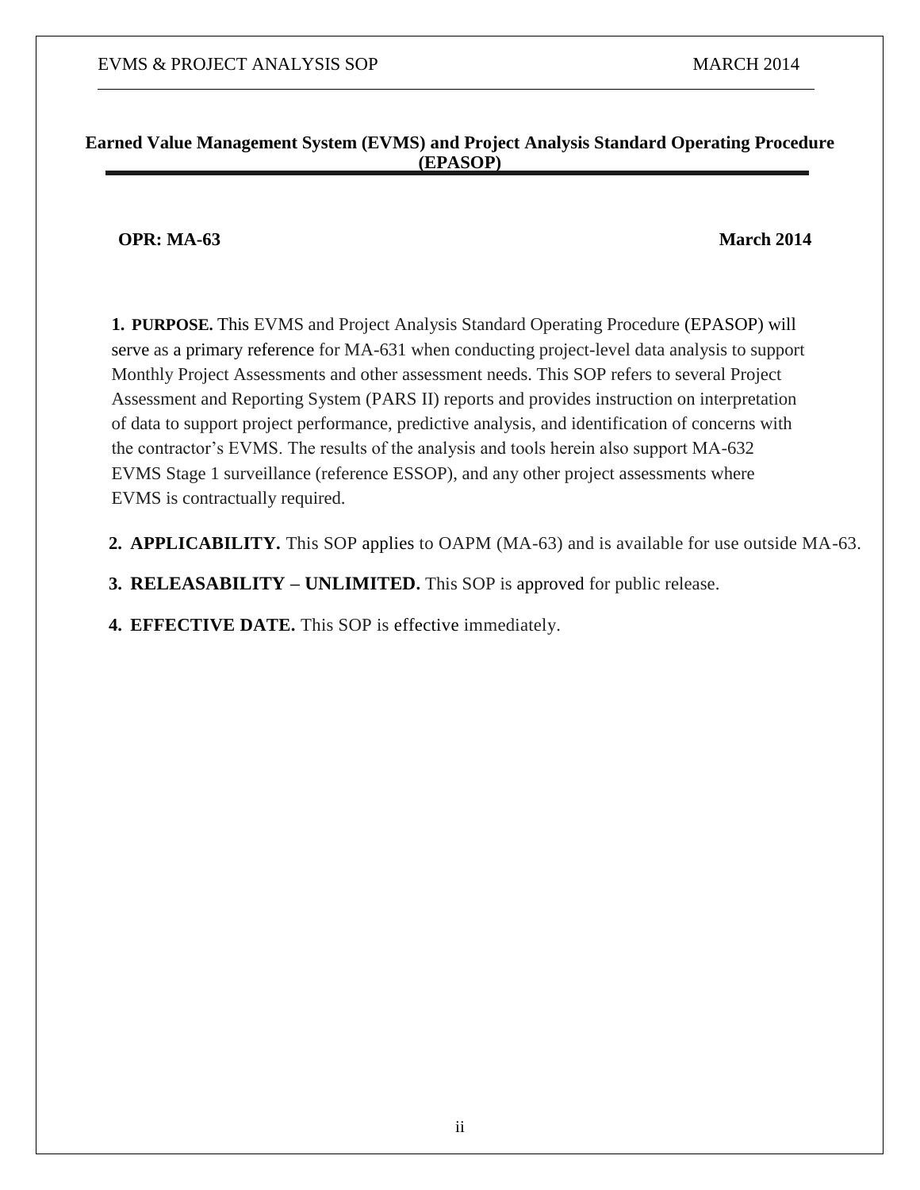**Earned Value Management System (EVMS) and Project Analysis Standard Operating Procedure (EPASOP)**

**OPR: MA-63** **March 2014**

**1. PURPOSE.** This EVMS and Project Analysis Standard Operating Procedure (EPASOP) will serve as a primary reference for MA-631 when conducting project-level data analysis to support Monthly Project Assessments and other assessment needs. This SOP refers to several Project Assessment and Reporting System (PARS II) reports and provides instruction on interpretation of data to support project performance, predictive analysis, and identification of concerns with the contractor's EVMS. The results of the analysis and tools herein also support MA-632 EVMS Stage 1 surveillance (reference ESSOP), and any other project assessments where EVMS is contractually required.

**2. APPLICABILITY.** This SOP applies to OAPM (MA-63) and is available for use outside MA-63.

**3. RELEASABILITY – UNLIMITED.** This SOP is approved for public release.

**4. EFFECTIVE DATE.** This SOP is effective immediately.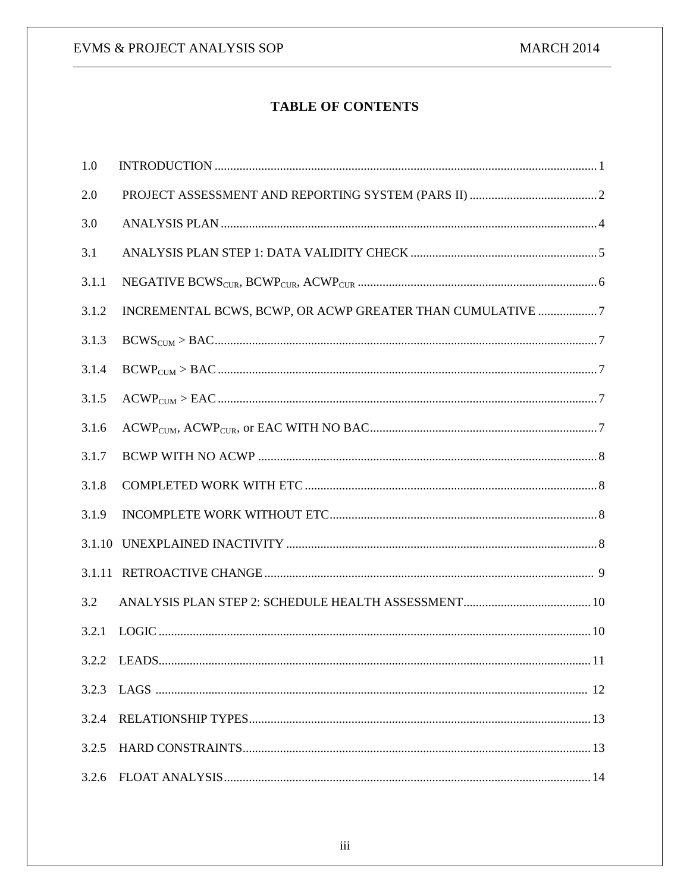# TABLE OF CONTENTS

1.0 INTRODUCTION ........................................................................................................ 1

2.0 PROJECT ASSESSMENT AND REPORTING SYSTEM (PARS II) ......................................... 2

3.0 ANALYSIS PLAN ...................................................................................................... 4

3.1 ANALYSIS PLAN STEP 1: DATA VALIDITY CHECK ........................................................... 5

3.1.1 NEGATIVE $BCWS_{CUR}$, $BCWP_{CUR}$, $ACWP_{CUR}$ ............................................................... 6

3.1.2 INCREMENTAL BCWS, BCWP, OR ACWP GREATER THAN CUMULATIVE ................... 7

3.1.3 $BCWS_{CUM}$ > BAC ...................................................................................................... 7

3.1.4 $BCWP_{CUM}$ > BAC ...................................................................................................... 7

3.1.5 $ACWP_{CUM}$ > EAC ...................................................................................................... 7

3.1.6 $ACWP_{CUM}$, $ACWP_{CUR}$, or EAC WITH NO BAC ........................................................... 7

3.1.7 BCWP WITH NO ACWP ............................................................................................ 8

3.1.8 COMPLETED WORK WITH ETC ................................................................................. 8

3.1.9 INCOMPLETE WORK WITHOUT ETC .......................................................................... 8

3.1.10 UNEXPLAINED INACTIVITY ..................................................................................... 8

3.1.11 RETROACTIVE CHANGE ........................................................................................ 9

3.2 ANALYSIS PLAN STEP 2: SCHEDULE HEALTH ASSESSMENT ......................................... 10

3.2.1 LOGIC ........................................................................................................................ 10

3.2.2 LEADS ........................................................................................................................ 11

3.2.3 LAGS .......................................................................................................................... 12

3.2.4 RELATIONSHIP TYPES ............................................................................................. 13

3.2.5 HARD CONSTRAINTS ............................................................................................... 13

3.2.6 FLOAT ANALYSIS ..................................................................................................... 14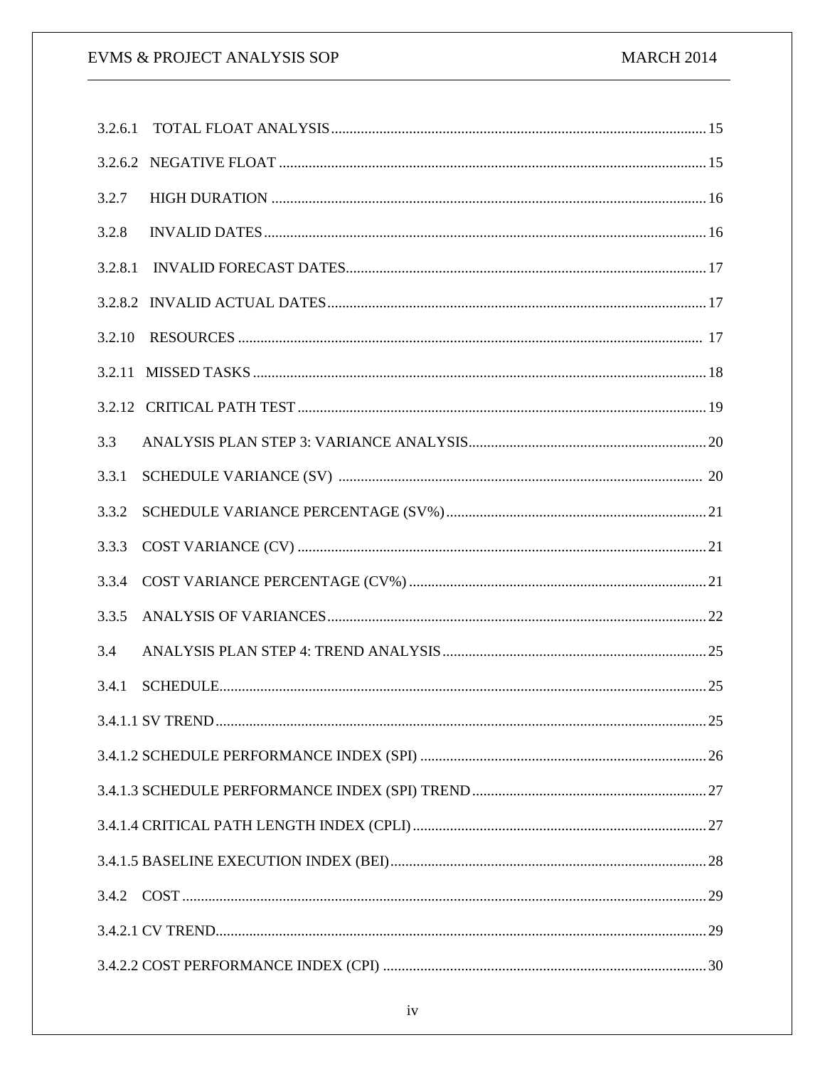3.2.6.1 TOTAL FLOAT ANALYSIS .......... 15

3.2.6.2 NEGATIVE FLOAT .......... 15

3.2.7 HIGH DURATION .......... 16

3.2.8 INVALID DATES .......... 16

3.2.8.1 INVALID FORECAST DATES .......... 17

3.2.8.2 INVALID ACTUAL DATES .......... 17

3.2.10 RESOURCES .......... 17

3.2.11 MISSED TASKS .......... 18

3.2.12 CRITICAL PATH TEST .......... 19

3.3 ANALYSIS PLAN STEP 3: VARIANCE ANALYSIS .......... 20

3.3.1 SCHEDULE VARIANCE (SV) .......... 20

3.3.2 SCHEDULE VARIANCE PERCENTAGE (SV%) .......... 21

3.3.3 COST VARIANCE (CV) .......... 21

3.3.4 COST VARIANCE PERCENTAGE (CV%) .......... 21

3.3.5 ANALYSIS OF VARIANCES .......... 22

3.4 ANALYSIS PLAN STEP 4: TREND ANALYSIS .......... 25

3.4.1 SCHEDULE .......... 25

3.4.1.1 SV TREND .......... 25

3.4.1.2 SCHEDULE PERFORMANCE INDEX (SPI) .......... 26

3.4.1.3 SCHEDULE PERFORMANCE INDEX (SPI) TREND .......... 27

3.4.1.4 CRITICAL PATH LENGTH INDEX (CPLI) .......... 27

3.4.1.5 BASELINE EXECUTION INDEX (BEI) .......... 28

3.4.2 COST .......... 29

3.4.2.1 CV TREND .......... 29

3.4.2.2 COST PERFORMANCE INDEX (CPI) .......... 30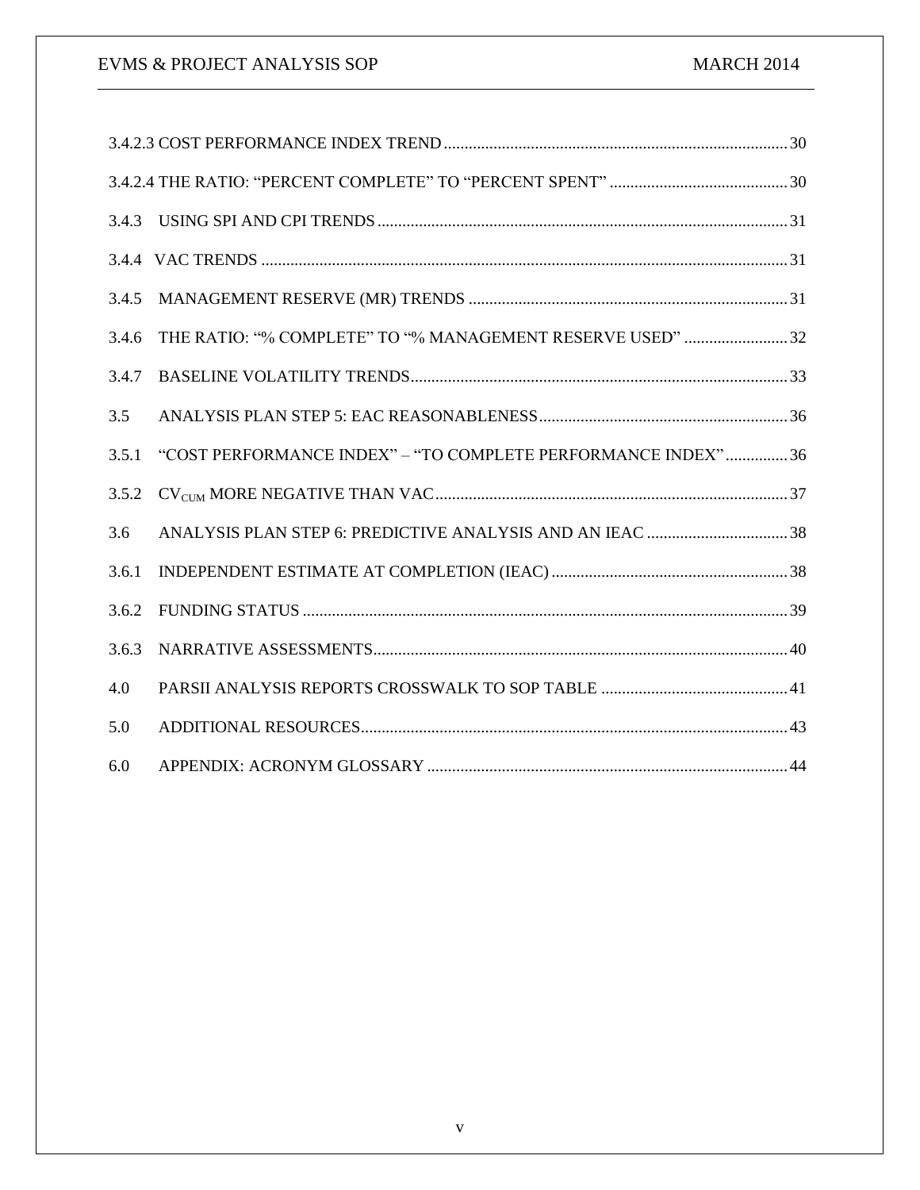3.4.2.3 COST PERFORMANCE INDEX TREND .................................................................................. 30

3.4.2.4 THE RATIO: "PERCENT COMPLETE" TO "PERCENT SPENT" ........................................... 30

3.4.3 USING SPI AND CPI TRENDS .................................................................................................. 31

3.4.4 VAC TRENDS .............................................................................................................................. 31

3.4.5 MANAGEMENT RESERVE (MR) TRENDS ............................................................................ 31

3.4.6 THE RATIO: "% COMPLETE" TO "% MANAGEMENT RESERVE USED" ......................... 32

3.4.7 BASELINE VOLATILITY TRENDS .......................................................................................... 33

3.5 ANALYSIS PLAN STEP 5: EAC REASONABLENESS ............................................................ 36

3.5.1 "COST PERFORMANCE INDEX" – "TO COMPLETE PERFORMANCE INDEX" ............... 36

3.5.2 $CV_{CUM}$ MORE NEGATIVE THAN VAC ..................................................................................... 37

3.6 ANALYSIS PLAN STEP 6: PREDICTIVE ANALYSIS AND AN IEAC .................................. 38

3.6.1 INDEPENDENT ESTIMATE AT COMPLETION (IEAC) ......................................................... 38

3.6.2 FUNDING STATUS .................................................................................................................... 39

3.6.3 NARRATIVE ASSESSMENTS ................................................................................................... 40

4.0 PARSII ANALYSIS REPORTS CROSSWALK TO SOP TABLE ............................................ 41

5.0 ADDITIONAL RESOURCES ...................................................................................................... 43

6.0 APPENDIX: ACRONYM GLOSSARY ...................................................................................... 44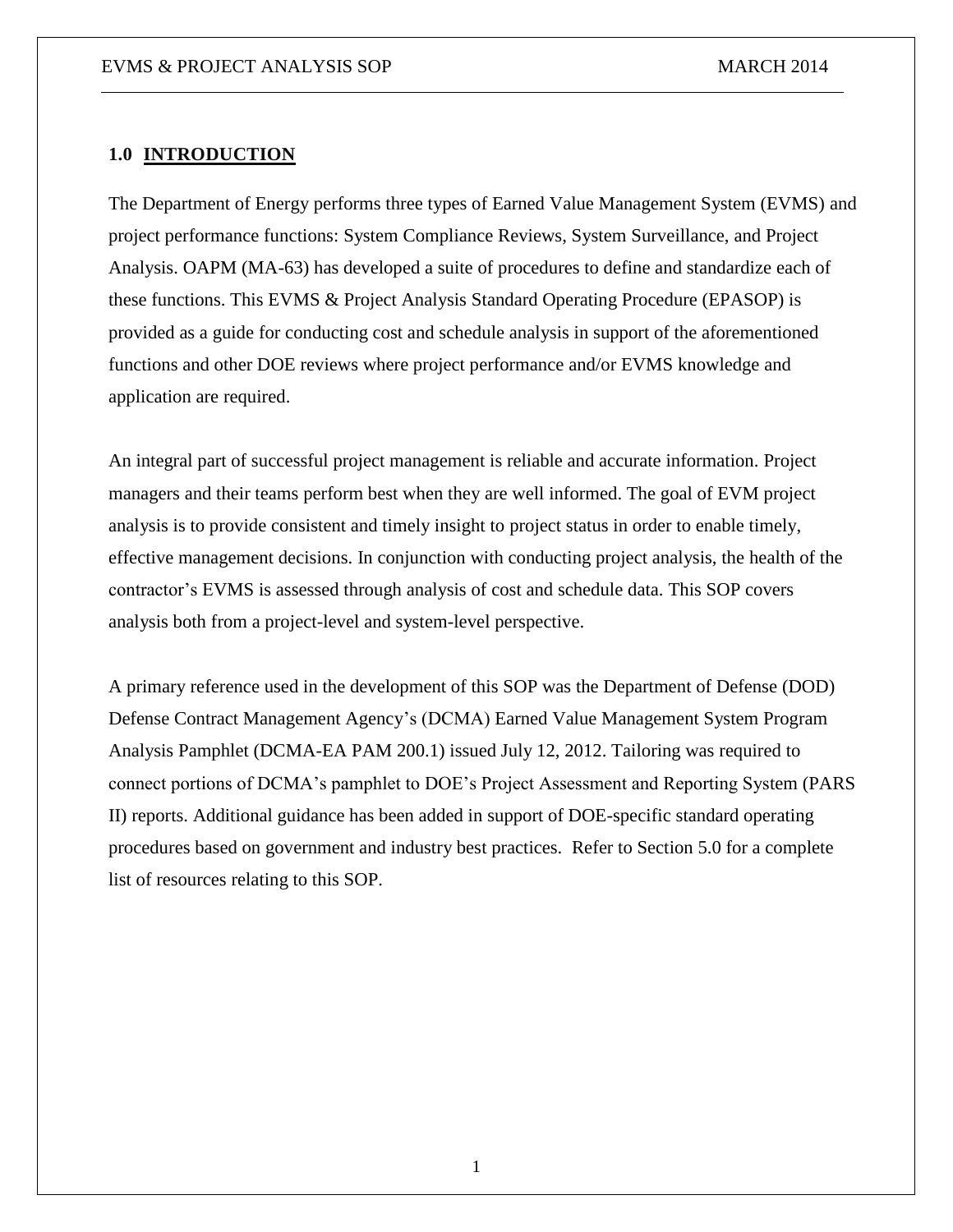## 1.0 INTRODUCTION

The Department of Energy performs three types of Earned Value Management System (EVMS) and project performance functions: System Compliance Reviews, System Surveillance, and Project Analysis. OAPM (MA-63) has developed a suite of procedures to define and standardize each of these functions. This EVMS & Project Analysis Standard Operating Procedure (EPASOP) is provided as a guide for conducting cost and schedule analysis in support of the aforementioned functions and other DOE reviews where project performance and/or EVMS knowledge and application are required.

An integral part of successful project management is reliable and accurate information. Project managers and their teams perform best when they are well informed. The goal of EVM project analysis is to provide consistent and timely insight to project status in order to enable timely, effective management decisions. In conjunction with conducting project analysis, the health of the contractor's EVMS is assessed through analysis of cost and schedule data. This SOP covers analysis both from a project-level and system-level perspective.

A primary reference used in the development of this SOP was the Department of Defense (DOD) Defense Contract Management Agency's (DCMA) Earned Value Management System Program Analysis Pamphlet (DCMA-EA PAM 200.1) issued July 12, 2012. Tailoring was required to connect portions of DCMA's pamphlet to DOE's Project Assessment and Reporting System (PARS II) reports. Additional guidance has been added in support of DOE-specific standard operating procedures based on government and industry best practices. Refer to Section 5.0 for a complete list of resources relating to this SOP.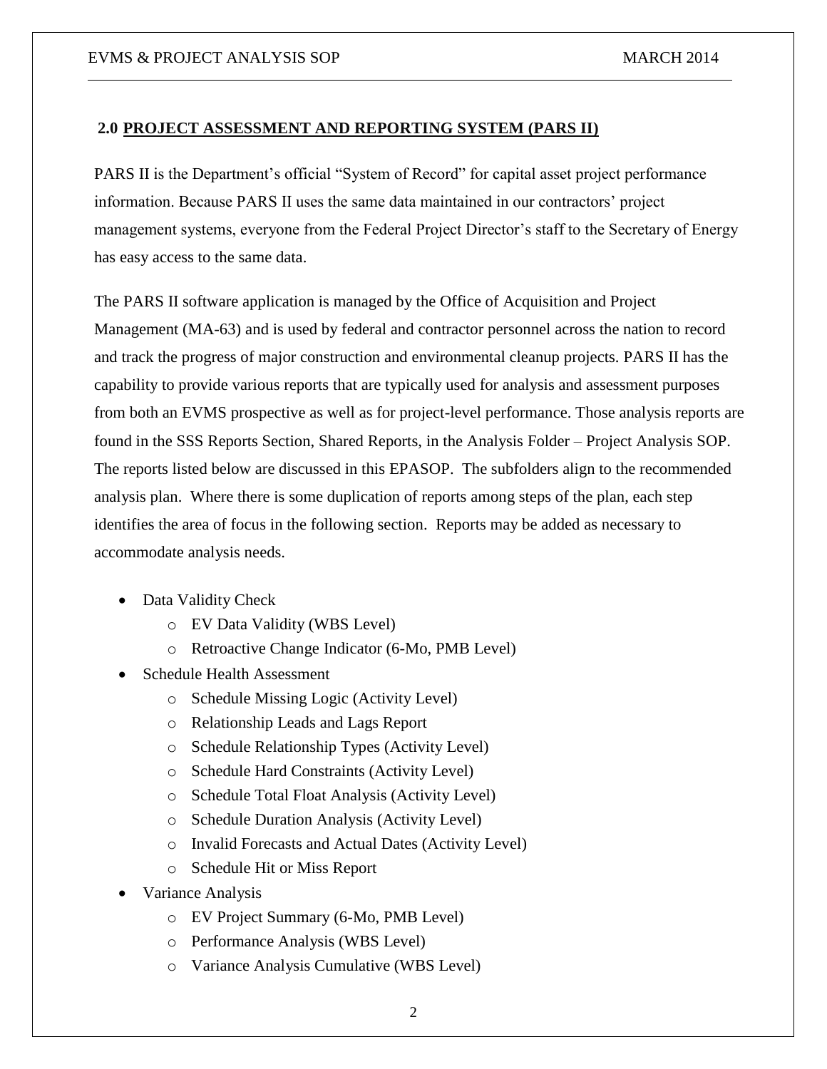## 2.0 PROJECT ASSESSMENT AND REPORTING SYSTEM (PARS II)

PARS II is the Department's official "System of Record" for capital asset project performance information. Because PARS II uses the same data maintained in our contractors' project management systems, everyone from the Federal Project Director's staff to the Secretary of Energy has easy access to the same data.

The PARS II software application is managed by the Office of Acquisition and Project Management (MA-63) and is used by federal and contractor personnel across the nation to record and track the progress of major construction and environmental cleanup projects. PARS II has the capability to provide various reports that are typically used for analysis and assessment purposes from both an EVMS prospective as well as for project-level performance. Those analysis reports are found in the SSS Reports Section, Shared Reports, in the Analysis Folder – Project Analysis SOP. The reports listed below are discussed in this EPASOP. The subfolders align to the recommended analysis plan. Where there is some duplication of reports among steps of the plan, each step identifies the area of focus in the following section. Reports may be added as necessary to accommodate analysis needs.

- Data Validity Check
  - EV Data Validity (WBS Level)
  - Retroactive Change Indicator (6-Mo, PMB Level)
- Schedule Health Assessment
  - Schedule Missing Logic (Activity Level)
  - Relationship Leads and Lags Report
  - Schedule Relationship Types (Activity Level)
  - Schedule Hard Constraints (Activity Level)
  - Schedule Total Float Analysis (Activity Level)
  - Schedule Duration Analysis (Activity Level)
  - Invalid Forecasts and Actual Dates (Activity Level)
  - Schedule Hit or Miss Report
- Variance Analysis
  - EV Project Summary (6-Mo, PMB Level)
  - Performance Analysis (WBS Level)
  - Variance Analysis Cumulative (WBS Level)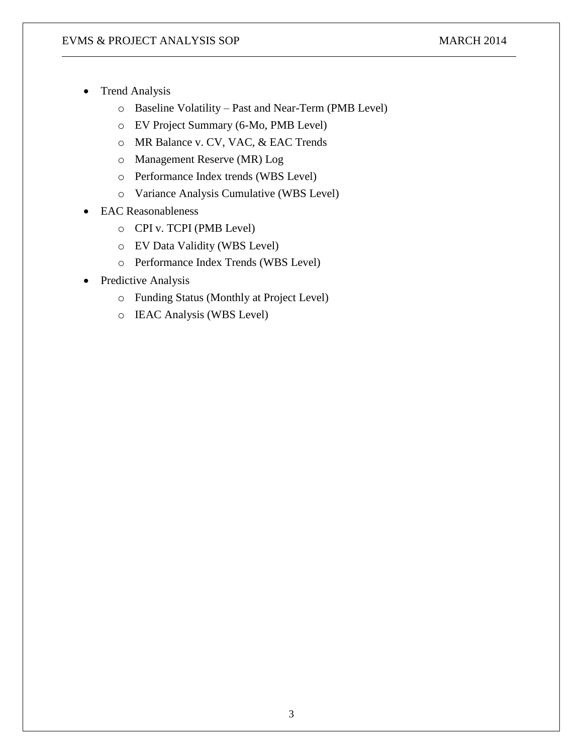- Trend Analysis
  - Baseline Volatility – Past and Near-Term (PMB Level)
  - EV Project Summary (6-Mo, PMB Level)
  - MR Balance v. CV, VAC, & EAC Trends
  - Management Reserve (MR) Log
  - Performance Index trends (WBS Level)
  - Variance Analysis Cumulative (WBS Level)
- EAC Reasonableness
  - CPI v. TCPI (PMB Level)
  - EV Data Validity (WBS Level)
  - Performance Index Trends (WBS Level)
- Predictive Analysis
  - Funding Status (Monthly at Project Level)
  - IEAC Analysis (WBS Level)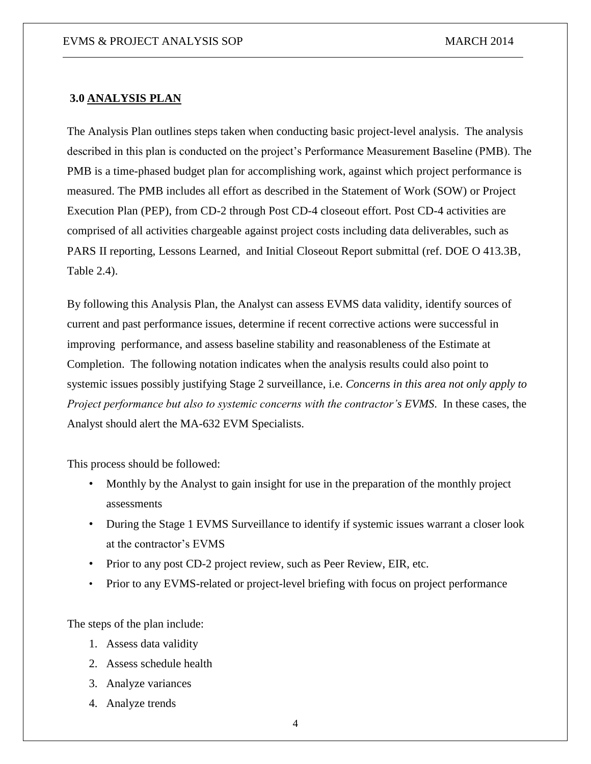## 3.0 ANALYSIS PLAN

The Analysis Plan outlines steps taken when conducting basic project-level analysis. The analysis described in this plan is conducted on the project's Performance Measurement Baseline (PMB). The PMB is a time-phased budget plan for accomplishing work, against which project performance is measured. The PMB includes all effort as described in the Statement of Work (SOW) or Project Execution Plan (PEP), from CD-2 through Post CD-4 closeout effort. Post CD-4 activities are comprised of all activities chargeable against project costs including data deliverables, such as PARS II reporting, Lessons Learned, and Initial Closeout Report submittal (ref. DOE O 413.3B, Table 2.4).

By following this Analysis Plan, the Analyst can assess EVMS data validity, identify sources of current and past performance issues, determine if recent corrective actions were successful in improving performance, and assess baseline stability and reasonableness of the Estimate at Completion. The following notation indicates when the analysis results could also point to systemic issues possibly justifying Stage 2 surveillance, i.e. *Concerns in this area not only apply to Project performance but also to systemic concerns with the contractor's EVMS.* In these cases, the Analyst should alert the MA-632 EVM Specialists.

This process should be followed:

- Monthly by the Analyst to gain insight for use in the preparation of the monthly project assessments
- During the Stage 1 EVMS Surveillance to identify if systemic issues warrant a closer look at the contractor's EVMS
- Prior to any post CD-2 project review, such as Peer Review, EIR, etc.
- Prior to any EVMS-related or project-level briefing with focus on project performance

The steps of the plan include:

1. Assess data validity
2. Assess schedule health
3. Analyze variances
4. Analyze trends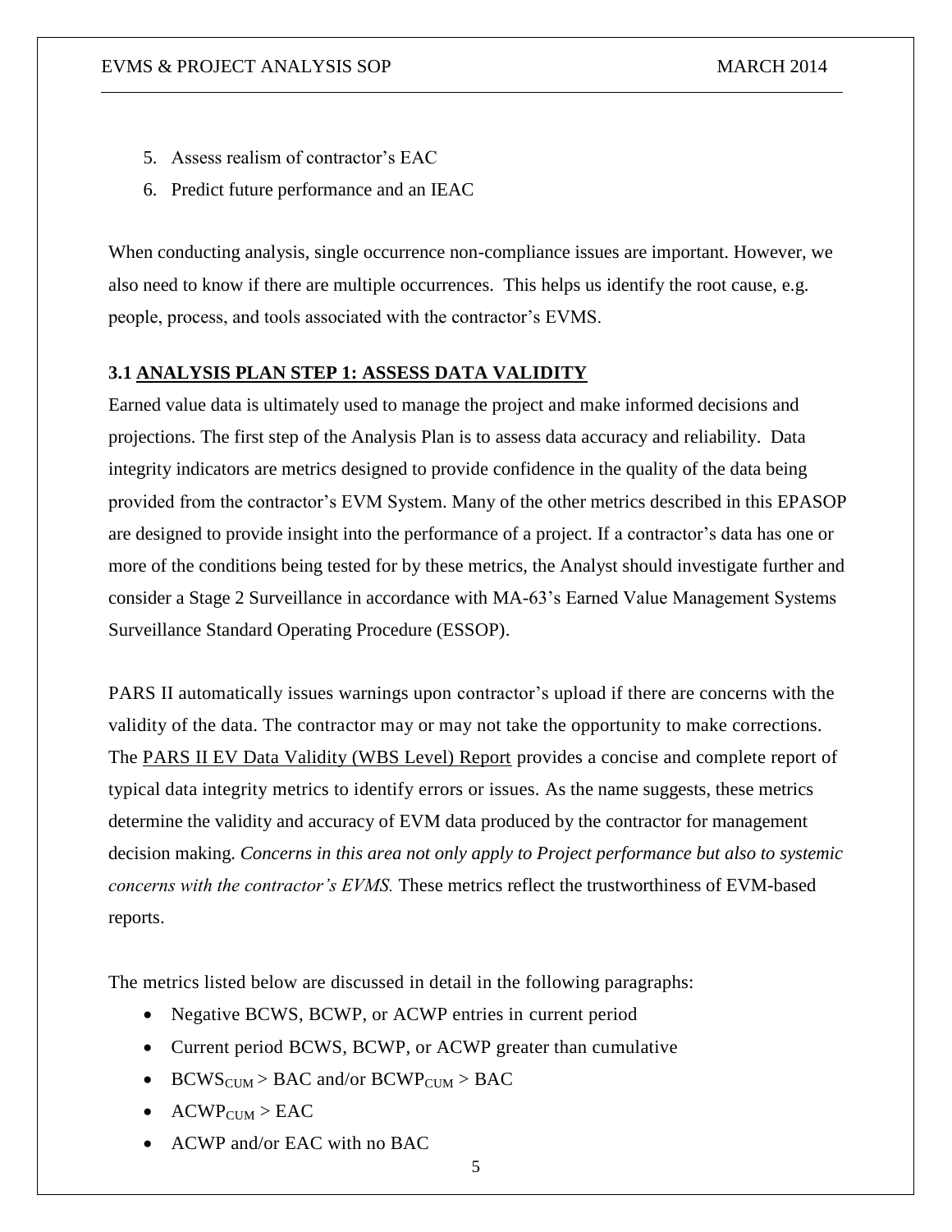5. Assess realism of contractor's EAC
6. Predict future performance and an IEAC

When conducting analysis, single occurrence non-compliance issues are important. However, we also need to know if there are multiple occurrences. This helps us identify the root cause, e.g. people, process, and tools associated with the contractor's EVMS.

### 3.1 ANALYSIS PLAN STEP 1: ASSESS DATA VALIDITY

Earned value data is ultimately used to manage the project and make informed decisions and projections. The first step of the Analysis Plan is to assess data accuracy and reliability. Data integrity indicators are metrics designed to provide confidence in the quality of the data being provided from the contractor's EVM System. Many of the other metrics described in this EPASOP are designed to provide insight into the performance of a project. If a contractor's data has one or more of the conditions being tested for by these metrics, the Analyst should investigate further and consider a Stage 2 Surveillance in accordance with MA-63's Earned Value Management Systems Surveillance Standard Operating Procedure (ESSOP).

PARS II automatically issues warnings upon contractor's upload if there are concerns with the validity of the data. The contractor may or may not take the opportunity to make corrections. The PARS II EV Data Validity (WBS Level) Report provides a concise and complete report of typical data integrity metrics to identify errors or issues. As the name suggests, these metrics determine the validity and accuracy of EVM data produced by the contractor for management decision making. *Concerns in this area not only apply to Project performance but also to systemic concerns with the contractor's EVMS.* These metrics reflect the trustworthiness of EVM-based reports.

The metrics listed below are discussed in detail in the following paragraphs:

- Negative BCWS, BCWP, or ACWP entries in current period
- Current period BCWS, BCWP, or ACWP greater than cumulative
- $BCWS_{CUM}$ > BAC and/or $BCWP_{CUM}$ > BAC
- $ACWP_{CUM}$ > EAC
- ACWP and/or EAC with no BAC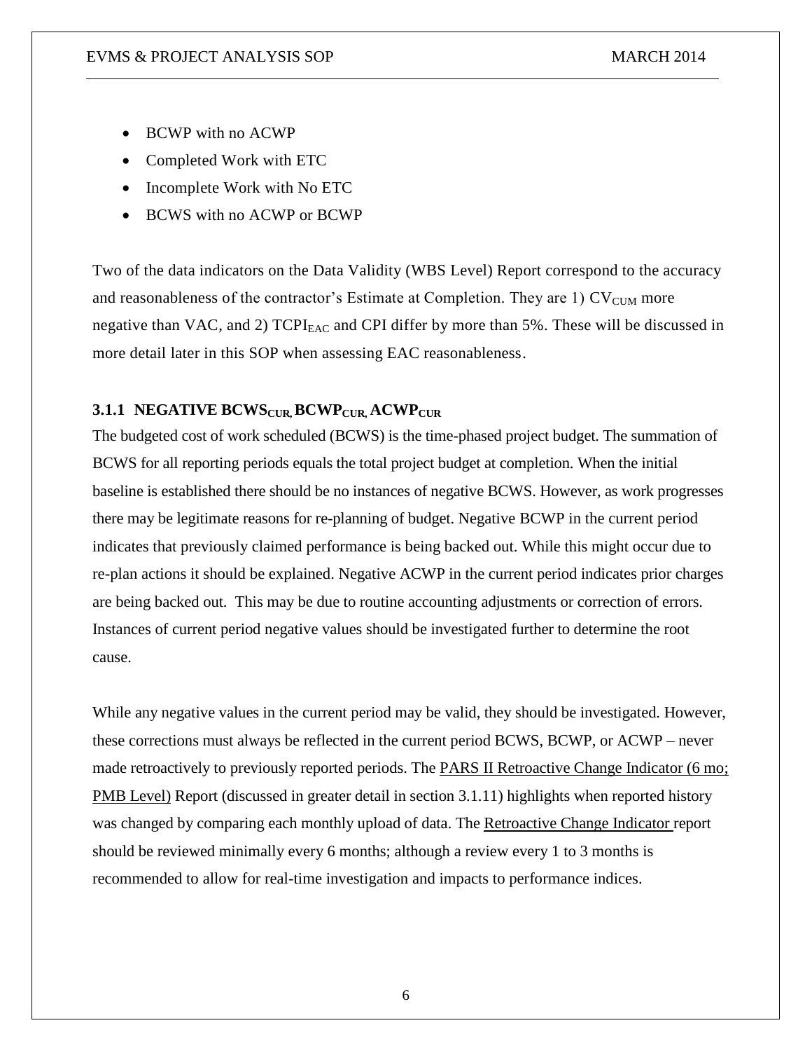- BCWP with no ACWP
- Completed Work with ETC
- Incomplete Work with No ETC
- BCWS with no ACWP or BCWP

Two of the data indicators on the Data Validity (WBS Level) Report correspond to the accuracy and reasonableness of the contractor's Estimate at Completion. They are 1) $CV_{CUM}$ more negative than VAC, and 2) $TCPI_{EAC}$ and CPI differ by more than 5%. These will be discussed in more detail later in this SOP when assessing EAC reasonableness.

### 3.1.1 NEGATIVE $BCWS_{CUR}$, $BCWP_{CUR}$, $ACWP_{CUR}$

The budgeted cost of work scheduled (BCWS) is the time-phased project budget. The summation of BCWS for all reporting periods equals the total project budget at completion. When the initial baseline is established there should be no instances of negative BCWS. However, as work progresses there may be legitimate reasons for re-planning of budget. Negative BCWP in the current period indicates that previously claimed performance is being backed out. While this might occur due to re-plan actions it should be explained. Negative ACWP in the current period indicates prior charges are being backed out. This may be due to routine accounting adjustments or correction of errors. Instances of current period negative values should be investigated further to determine the root cause.

While any negative values in the current period may be valid, they should be investigated. However, these corrections must always be reflected in the current period BCWS, BCWP, or ACWP – never made retroactively to previously reported periods. The PARS II Retroactive Change Indicator (6 mo; PMB Level) Report (discussed in greater detail in section 3.1.11) highlights when reported history was changed by comparing each monthly upload of data. The Retroactive Change Indicator report should be reviewed minimally every 6 months; although a review every 1 to 3 months is recommended to allow for real-time investigation and impacts to performance indices.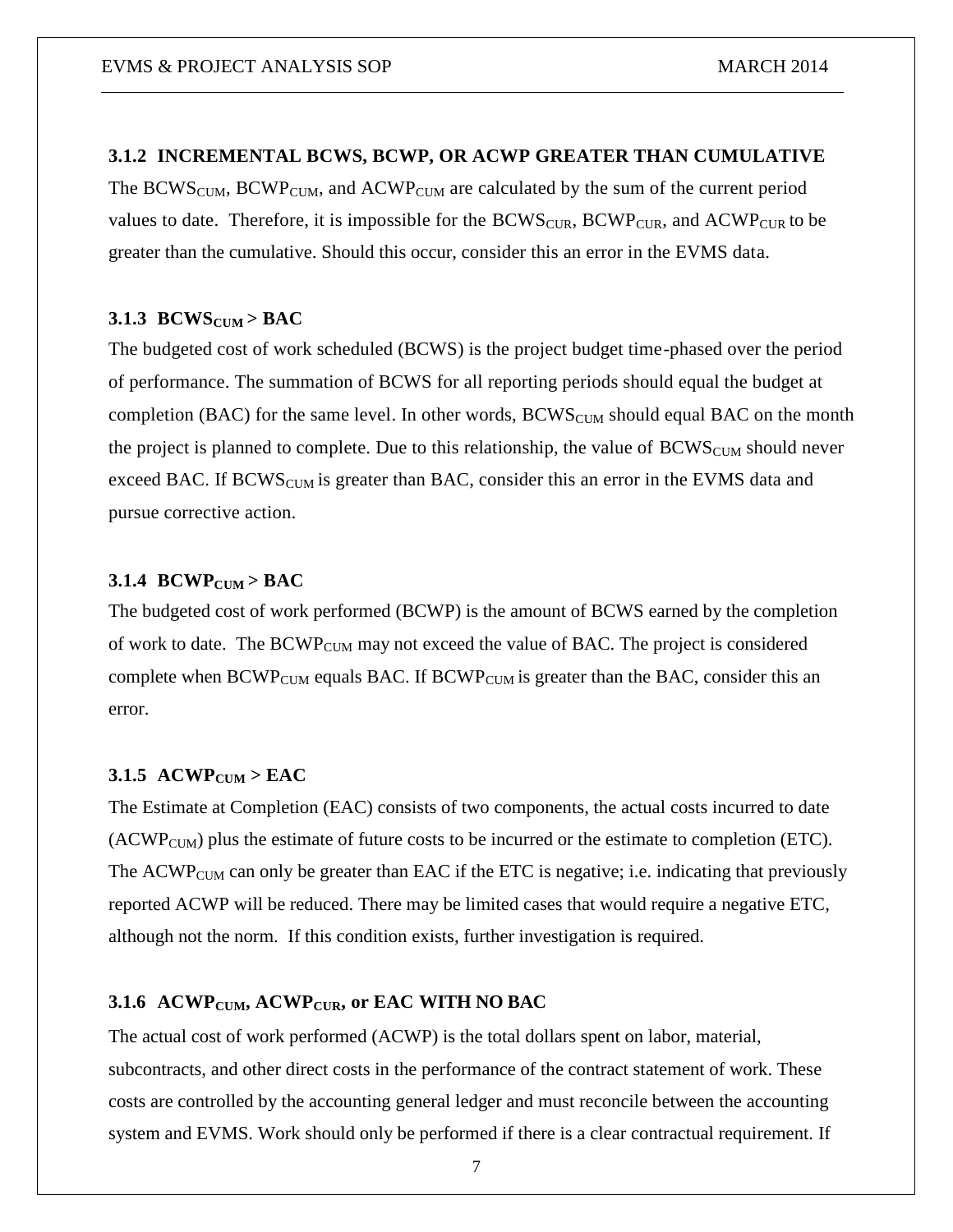### 3.1.2 INCREMENTAL BCWS, BCWP, OR ACWP GREATER THAN CUMULATIVE

The $BCWS_{CUM}$, $BCWP_{CUM}$, and $ACWP_{CUM}$ are calculated by the sum of the current period values to date. Therefore, it is impossible for the $BCWS_{CUR}$, $BCWP_{CUR}$, and $ACWP_{CUR}$ to be greater than the cumulative. Should this occur, consider this an error in the EVMS data.

### 3.1.3 $BCWS_{CUM}$ > BAC

The budgeted cost of work scheduled (BCWS) is the project budget time-phased over the period of performance. The summation of BCWS for all reporting periods should equal the budget at completion (BAC) for the same level. In other words, $BCWS_{CUM}$ should equal BAC on the month the project is planned to complete. Due to this relationship, the value of $BCWS_{CUM}$ should never exceed BAC. If $BCWS_{CUM}$ is greater than BAC, consider this an error in the EVMS data and pursue corrective action.

### 3.1.4 $BCWP_{CUM}$ > BAC

The budgeted cost of work performed (BCWP) is the amount of BCWS earned by the completion of work to date. The $BCWP_{CUM}$ may not exceed the value of BAC. The project is considered complete when $BCWP_{CUM}$ equals BAC. If $BCWP_{CUM}$ is greater than the BAC, consider this an error.

### 3.1.5 $ACWP_{CUM}$ > EAC

The Estimate at Completion (EAC) consists of two components, the actual costs incurred to date ($ACWP_{CUM}$) plus the estimate of future costs to be incurred or the estimate to completion (ETC). The $ACWP_{CUM}$ can only be greater than EAC if the ETC is negative; i.e. indicating that previously reported ACWP will be reduced. There may be limited cases that would require a negative ETC, although not the norm. If this condition exists, further investigation is required.

### 3.1.6 $ACWP_{CUM}$, $ACWP_{CUR}$, or EAC WITH NO BAC

The actual cost of work performed (ACWP) is the total dollars spent on labor, material, subcontracts, and other direct costs in the performance of the contract statement of work. These costs are controlled by the accounting general ledger and must reconcile between the accounting system and EVMS. Work should only be performed if there is a clear contractual requirement. If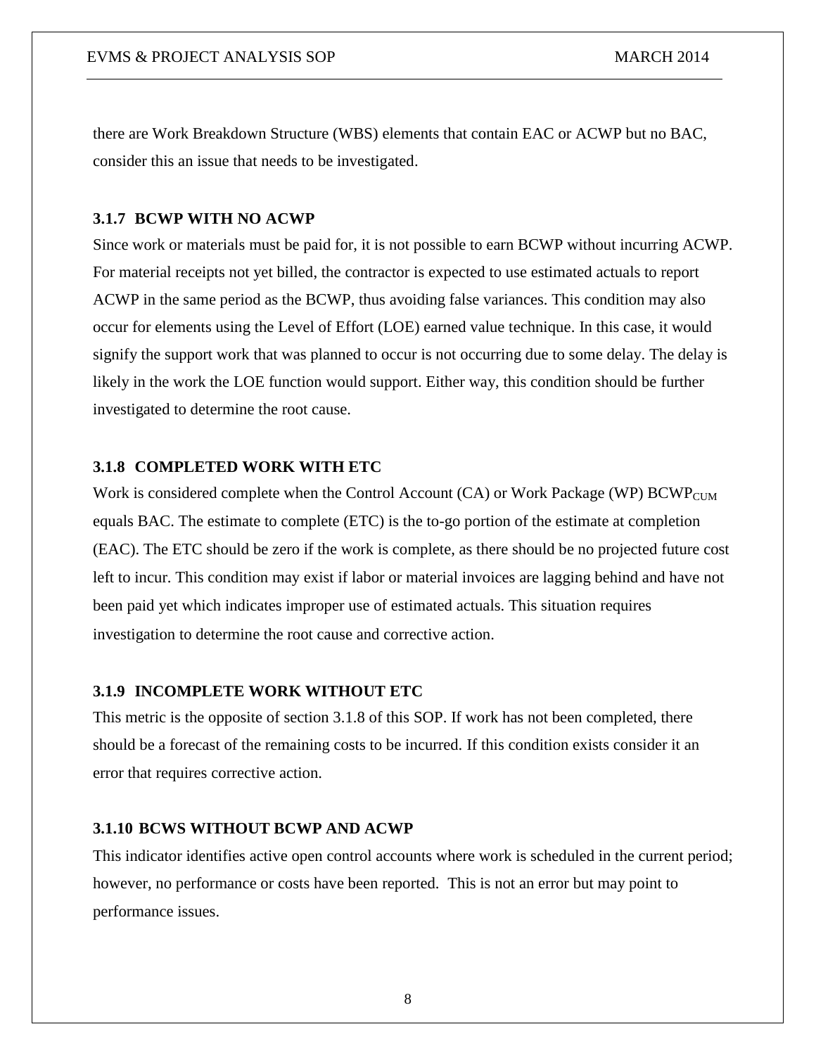there are Work Breakdown Structure (WBS) elements that contain EAC or ACWP but no BAC, consider this an issue that needs to be investigated.

### 3.1.7 BCWP WITH NO ACWP

Since work or materials must be paid for, it is not possible to earn BCWP without incurring ACWP. For material receipts not yet billed, the contractor is expected to use estimated actuals to report ACWP in the same period as the BCWP, thus avoiding false variances. This condition may also occur for elements using the Level of Effort (LOE) earned value technique. In this case, it would signify the support work that was planned to occur is not occurring due to some delay. The delay is likely in the work the LOE function would support. Either way, this condition should be further investigated to determine the root cause.

### 3.1.8 COMPLETED WORK WITH ETC

Work is considered complete when the Control Account (CA) or Work Package (WP) $BCWP_{CUM}$ equals BAC. The estimate to complete (ETC) is the to-go portion of the estimate at completion (EAC). The ETC should be zero if the work is complete, as there should be no projected future cost left to incur. This condition may exist if labor or material invoices are lagging behind and have not been paid yet which indicates improper use of estimated actuals. This situation requires investigation to determine the root cause and corrective action.

### 3.1.9 INCOMPLETE WORK WITHOUT ETC

This metric is the opposite of section 3.1.8 of this SOP. If work has not been completed, there should be a forecast of the remaining costs to be incurred. If this condition exists consider it an error that requires corrective action.

### 3.1.10 BCWS WITHOUT BCWP AND ACWP

This indicator identifies active open control accounts where work is scheduled in the current period; however, no performance or costs have been reported. This is not an error but may point to performance issues.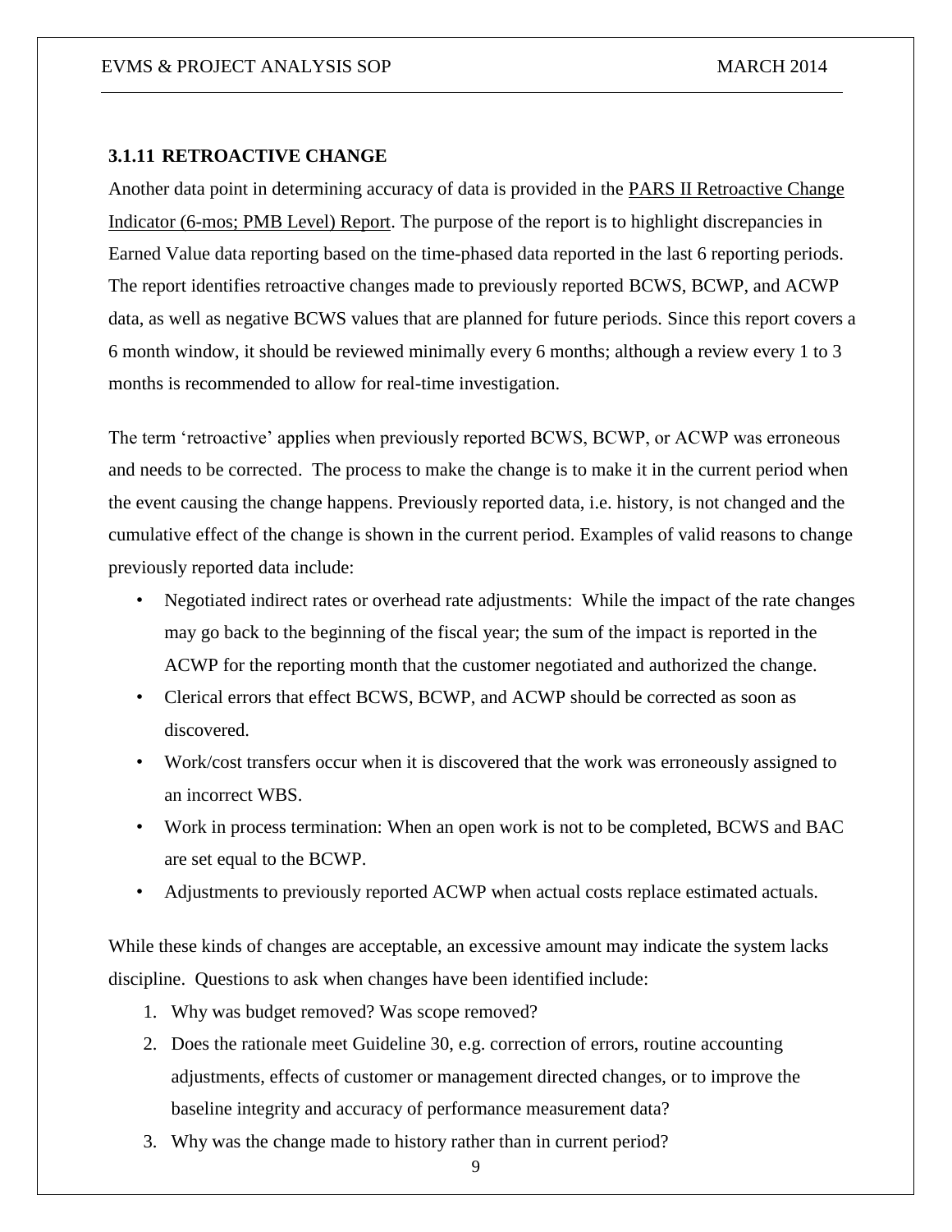### 3.1.11 RETROACTIVE CHANGE

Another data point in determining accuracy of data is provided in the PARS II Retroactive Change Indicator (6-mos; PMB Level) Report. The purpose of the report is to highlight discrepancies in Earned Value data reporting based on the time-phased data reported in the last 6 reporting periods. The report identifies retroactive changes made to previously reported BCWS, BCWP, and ACWP data, as well as negative BCWS values that are planned for future periods. Since this report covers a 6 month window, it should be reviewed minimally every 6 months; although a review every 1 to 3 months is recommended to allow for real-time investigation.

The term 'retroactive' applies when previously reported BCWS, BCWP, or ACWP was erroneous and needs to be corrected. The process to make the change is to make it in the current period when the event causing the change happens. Previously reported data, i.e. history, is not changed and the cumulative effect of the change is shown in the current period. Examples of valid reasons to change previously reported data include:

- Negotiated indirect rates or overhead rate adjustments: While the impact of the rate changes may go back to the beginning of the fiscal year; the sum of the impact is reported in the ACWP for the reporting month that the customer negotiated and authorized the change.
- Clerical errors that effect BCWS, BCWP, and ACWP should be corrected as soon as discovered.
- Work/cost transfers occur when it is discovered that the work was erroneously assigned to an incorrect WBS.
- Work in process termination: When an open work is not to be completed, BCWS and BAC are set equal to the BCWP.
- Adjustments to previously reported ACWP when actual costs replace estimated actuals.

While these kinds of changes are acceptable, an excessive amount may indicate the system lacks discipline. Questions to ask when changes have been identified include:

1. Why was budget removed? Was scope removed?
2. Does the rationale meet Guideline 30, e.g. correction of errors, routine accounting adjustments, effects of customer or management directed changes, or to improve the baseline integrity and accuracy of performance measurement data?
3. Why was the change made to history rather than in current period?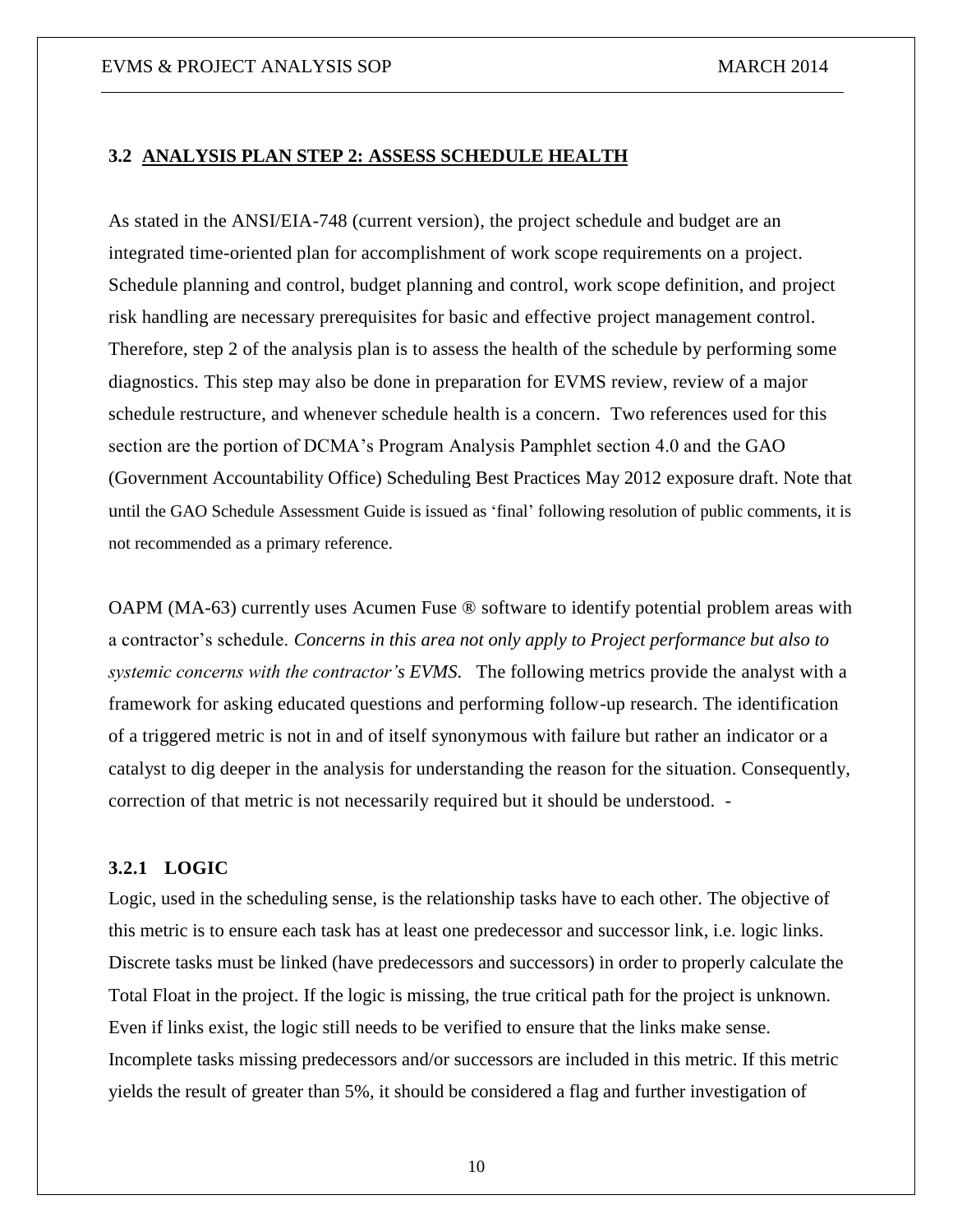## 3.2 ANALYSIS PLAN STEP 2: ASSESS SCHEDULE HEALTH

As stated in the ANSI/EIA-748 (current version), the project schedule and budget are an integrated time-oriented plan for accomplishment of work scope requirements on a project. Schedule planning and control, budget planning and control, work scope definition, and project risk handling are necessary prerequisites for basic and effective project management control. Therefore, step 2 of the analysis plan is to assess the health of the schedule by performing some diagnostics. This step may also be done in preparation for EVMS review, review of a major schedule restructure, and whenever schedule health is a concern. Two references used for this section are the portion of DCMA's Program Analysis Pamphlet section 4.0 and the GAO (Government Accountability Office) Scheduling Best Practices May 2012 exposure draft. Note that until the GAO Schedule Assessment Guide is issued as 'final' following resolution of public comments, it is not recommended as a primary reference.

OAPM (MA-63) currently uses Acumen Fuse ® software to identify potential problem areas with a contractor's schedule. *Concerns in this area not only apply to Project performance but also to systemic concerns with the contractor's EVMS.* The following metrics provide the analyst with a framework for asking educated questions and performing follow-up research. The identification of a triggered metric is not in and of itself synonymous with failure but rather an indicator or a catalyst to dig deeper in the analysis for understanding the reason for the situation. Consequently, correction of that metric is not necessarily required but it should be understood. -

### 3.2.1 LOGIC

Logic, used in the scheduling sense, is the relationship tasks have to each other. The objective of this metric is to ensure each task has at least one predecessor and successor link, i.e. logic links. Discrete tasks must be linked (have predecessors and successors) in order to properly calculate the Total Float in the project. If the logic is missing, the true critical path for the project is unknown. Even if links exist, the logic still needs to be verified to ensure that the links make sense. Incomplete tasks missing predecessors and/or successors are included in this metric. If this metric yields the result of greater than 5%, it should be considered a flag and further investigation of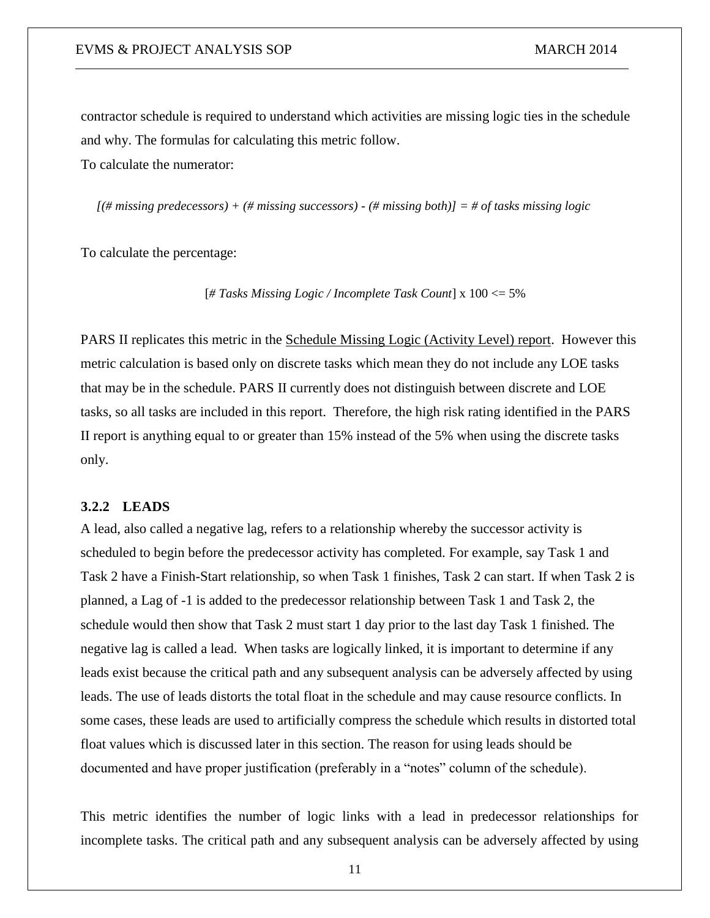contractor schedule is required to understand which activities are missing logic ties in the schedule and why. The formulas for calculating this metric follow.

To calculate the numerator:

*[(# missing predecessors) + (# missing successors) - (# missing both)] = # of tasks missing logic*

To calculate the percentage:

[*# Tasks Missing Logic / Incomplete Task Count*] x 100 <= 5%

PARS II replicates this metric in the Schedule Missing Logic (Activity Level) report. However this metric calculation is based only on discrete tasks which mean they do not include any LOE tasks that may be in the schedule. PARS II currently does not distinguish between discrete and LOE tasks, so all tasks are included in this report. Therefore, the high risk rating identified in the PARS II report is anything equal to or greater than 15% instead of the 5% when using the discrete tasks only.

### 3.2.2 LEADS

A lead, also called a negative lag, refers to a relationship whereby the successor activity is scheduled to begin before the predecessor activity has completed. For example, say Task 1 and Task 2 have a Finish-Start relationship, so when Task 1 finishes, Task 2 can start. If when Task 2 is planned, a Lag of -1 is added to the predecessor relationship between Task 1 and Task 2, the schedule would then show that Task 2 must start 1 day prior to the last day Task 1 finished. The negative lag is called a lead. When tasks are logically linked, it is important to determine if any leads exist because the critical path and any subsequent analysis can be adversely affected by using leads. The use of leads distorts the total float in the schedule and may cause resource conflicts. In some cases, these leads are used to artificially compress the schedule which results in distorted total float values which is discussed later in this section. The reason for using leads should be documented and have proper justification (preferably in a "notes" column of the schedule).

This metric identifies the number of logic links with a lead in predecessor relationships for incomplete tasks. The critical path and any subsequent analysis can be adversely affected by using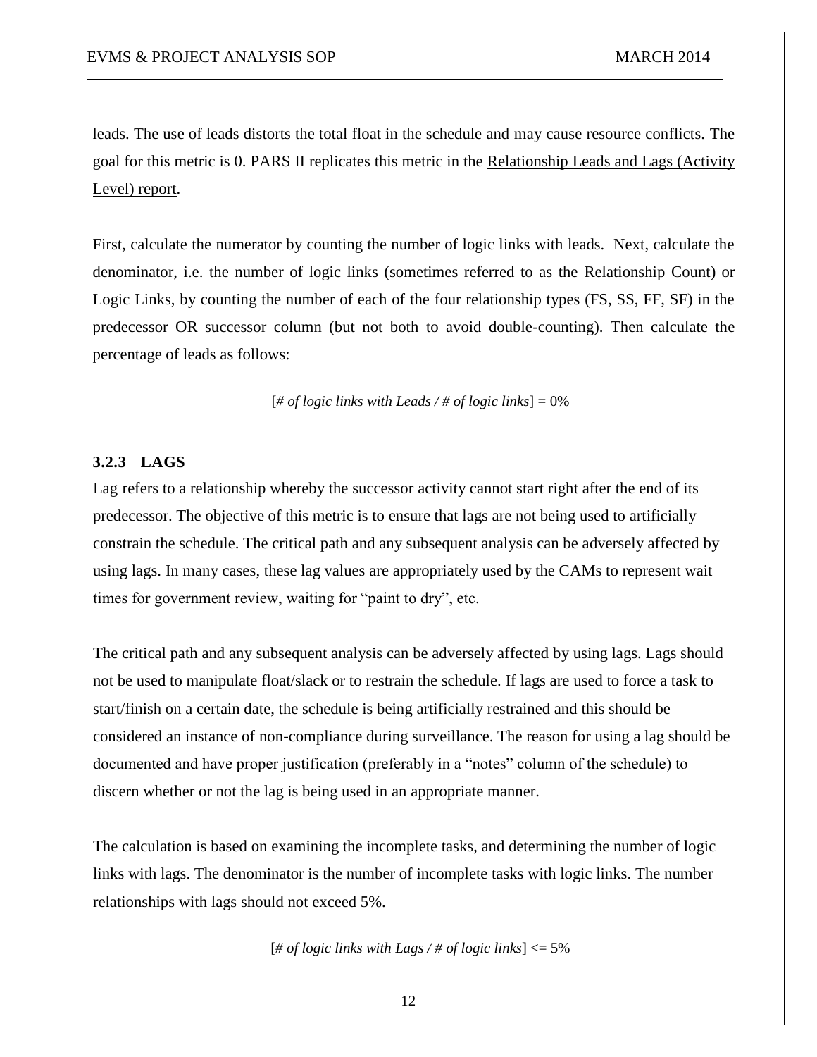leads. The use of leads distorts the total float in the schedule and may cause resource conflicts. The goal for this metric is 0. PARS II replicates this metric in the Relationship Leads and Lags (Activity Level) report.

First, calculate the numerator by counting the number of logic links with leads. Next, calculate the denominator, i.e. the number of logic links (sometimes referred to as the Relationship Count) or Logic Links, by counting the number of each of the four relationship types (FS, SS, FF, SF) in the predecessor OR successor column (but not both to avoid double-counting). Then calculate the percentage of leads as follows:

[*# of logic links with Leads / # of logic links*] = 0%

### 3.2.3 LAGS

Lag refers to a relationship whereby the successor activity cannot start right after the end of its predecessor. The objective of this metric is to ensure that lags are not being used to artificially constrain the schedule. The critical path and any subsequent analysis can be adversely affected by using lags. In many cases, these lag values are appropriately used by the CAMs to represent wait times for government review, waiting for "paint to dry", etc.

The critical path and any subsequent analysis can be adversely affected by using lags. Lags should not be used to manipulate float/slack or to restrain the schedule. If lags are used to force a task to start/finish on a certain date, the schedule is being artificially restrained and this should be considered an instance of non-compliance during surveillance. The reason for using a lag should be documented and have proper justification (preferably in a "notes" column of the schedule) to discern whether or not the lag is being used in an appropriate manner.

The calculation is based on examining the incomplete tasks, and determining the number of logic links with lags. The denominator is the number of incomplete tasks with logic links. The number relationships with lags should not exceed 5%.

[*# of logic links with Lags / # of logic links*] <= 5%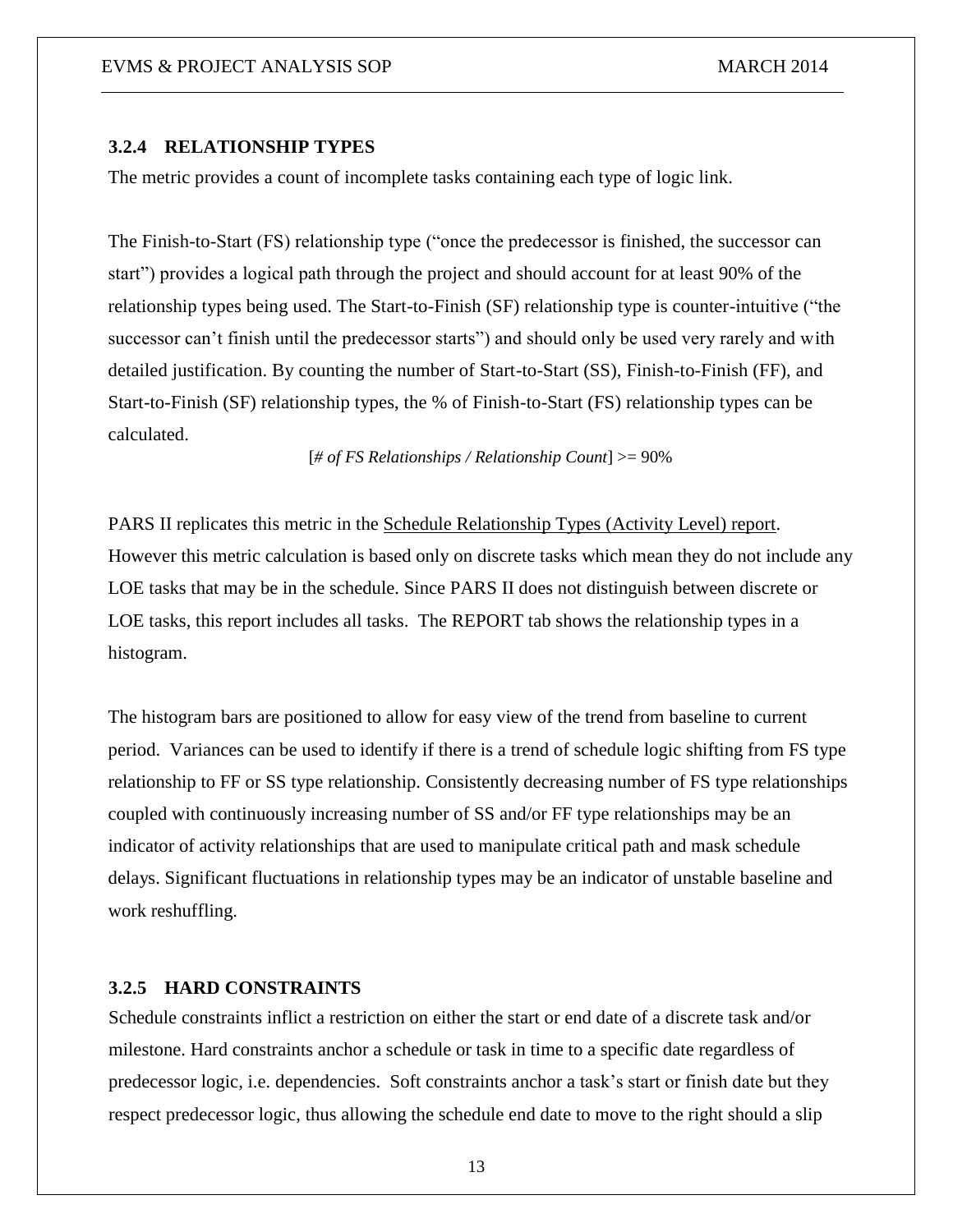### 3.2.4 RELATIONSHIP TYPES

The metric provides a count of incomplete tasks containing each type of logic link.

The Finish-to-Start (FS) relationship type ("once the predecessor is finished, the successor can start") provides a logical path through the project and should account for at least 90% of the relationship types being used. The Start-to-Finish (SF) relationship type is counter-intuitive ("the successor can't finish until the predecessor starts") and should only be used very rarely and with detailed justification. By counting the number of Start-to-Start (SS), Finish-to-Finish (FF), and Start-to-Finish (SF) relationship types, the % of Finish-to-Start (FS) relationship types can be calculated.

[*# of FS Relationships / Relationship Count*] >= 90%

PARS II replicates this metric in the Schedule Relationship Types (Activity Level) report. However this metric calculation is based only on discrete tasks which mean they do not include any LOE tasks that may be in the schedule. Since PARS II does not distinguish between discrete or LOE tasks, this report includes all tasks. The REPORT tab shows the relationship types in a histogram.

The histogram bars are positioned to allow for easy view of the trend from baseline to current period. Variances can be used to identify if there is a trend of schedule logic shifting from FS type relationship to FF or SS type relationship. Consistently decreasing number of FS type relationships coupled with continuously increasing number of SS and/or FF type relationships may be an indicator of activity relationships that are used to manipulate critical path and mask schedule delays. Significant fluctuations in relationship types may be an indicator of unstable baseline and work reshuffling.

### 3.2.5 HARD CONSTRAINTS

Schedule constraints inflict a restriction on either the start or end date of a discrete task and/or milestone. Hard constraints anchor a schedule or task in time to a specific date regardless of predecessor logic, i.e. dependencies. Soft constraints anchor a task's start or finish date but they respect predecessor logic, thus allowing the schedule end date to move to the right should a slip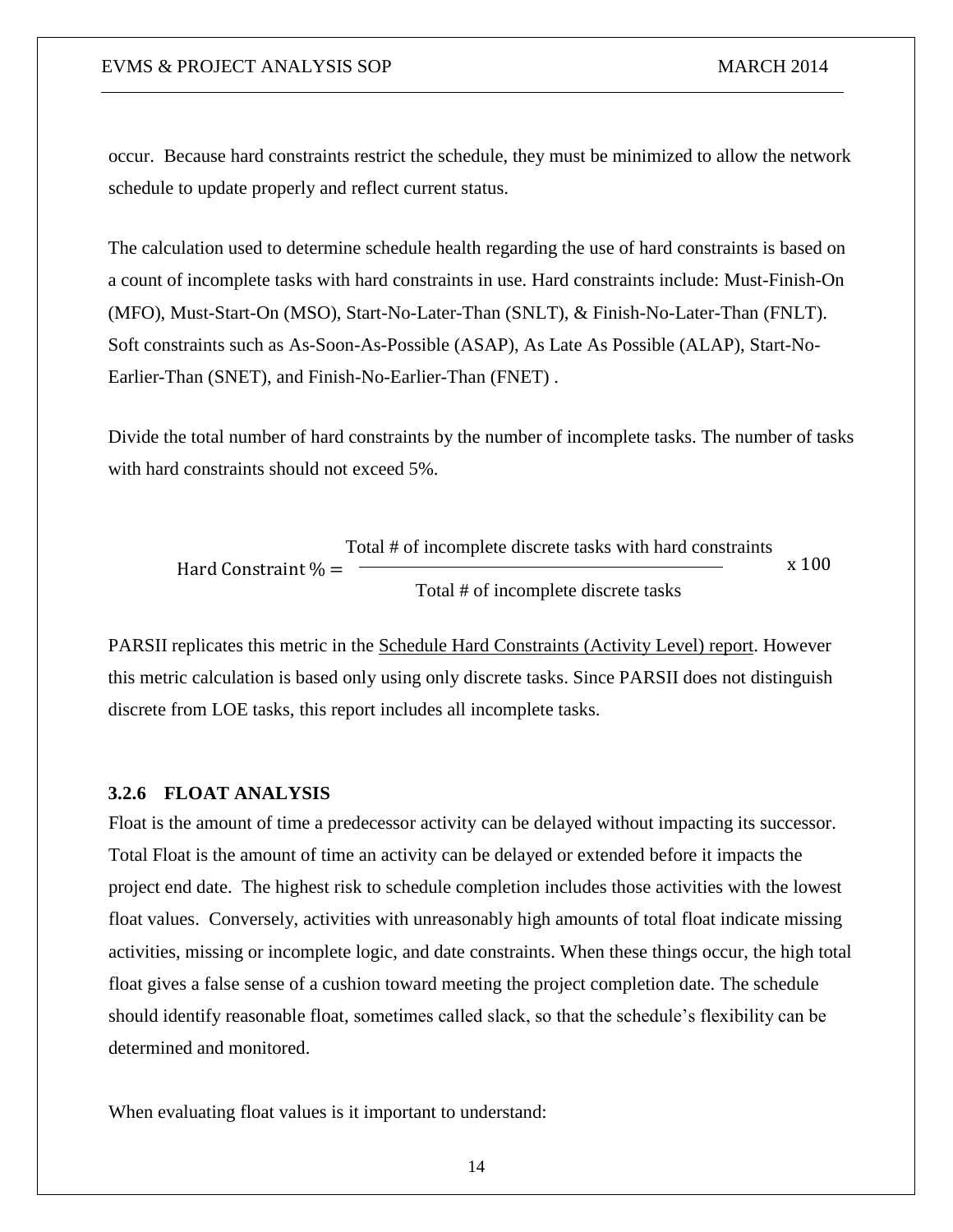occur. Because hard constraints restrict the schedule, they must be minimized to allow the network schedule to update properly and reflect current status.

The calculation used to determine schedule health regarding the use of hard constraints is based on a count of incomplete tasks with hard constraints in use. Hard constraints include: Must-Finish-On (MFO), Must-Start-On (MSO), Start-No-Later-Than (SNLT), & Finish-No-Later-Than (FNLT). Soft constraints such as As-Soon-As-Possible (ASAP), As Late As Possible (ALAP), Start-No-Earlier-Than (SNET), and Finish-No-Earlier-Than (FNET) .

Divide the total number of hard constraints by the number of incomplete tasks. The number of tasks with hard constraints should not exceed 5%.

$$\text{Hard Constraint \%} = \frac{\text{Total \# of incomplete discrete tasks with hard constraints}}{\text{Total \# of incomplete discrete tasks}} \text{ x } 100$$

PARSII replicates this metric in the Schedule Hard Constraints (Activity Level) report. However this metric calculation is based only using only discrete tasks. Since PARSII does not distinguish discrete from LOE tasks, this report includes all incomplete tasks.

### 3.2.6 FLOAT ANALYSIS

Float is the amount of time a predecessor activity can be delayed without impacting its successor. Total Float is the amount of time an activity can be delayed or extended before it impacts the project end date. The highest risk to schedule completion includes those activities with the lowest float values. Conversely, activities with unreasonably high amounts of total float indicate missing activities, missing or incomplete logic, and date constraints. When these things occur, the high total float gives a false sense of a cushion toward meeting the project completion date. The schedule should identify reasonable float, sometimes called slack, so that the schedule's flexibility can be determined and monitored.

When evaluating float values is it important to understand: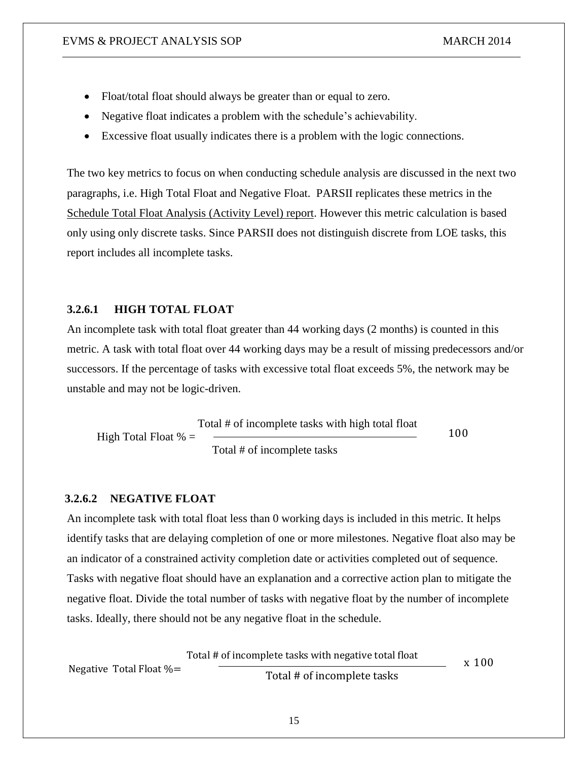- Float/total float should always be greater than or equal to zero.
- Negative float indicates a problem with the schedule's achievability.
- Excessive float usually indicates there is a problem with the logic connections.

The two key metrics to focus on when conducting schedule analysis are discussed in the next two paragraphs, i.e. High Total Float and Negative Float. PARSII replicates these metrics in the Schedule Total Float Analysis (Activity Level) report. However this metric calculation is based only using only discrete tasks. Since PARSII does not distinguish discrete from LOE tasks, this report includes all incomplete tasks.

#### 3.2.6.1 HIGH TOTAL FLOAT

An incomplete task with total float greater than 44 working days (2 months) is counted in this metric. A task with total float over 44 working days may be a result of missing predecessors and/or successors. If the percentage of tasks with excessive total float exceeds 5%, the network may be unstable and may not be logic-driven.

$$\text{High Total Float \%} = \frac{\text{Total \# of incomplete tasks with high total float}}{\text{Total \# of incomplete tasks}} \quad 100$$

#### 3.2.6.2 NEGATIVE FLOAT

An incomplete task with total float less than 0 working days is included in this metric. It helps identify tasks that are delaying completion of one or more milestones. Negative float also may be an indicator of a constrained activity completion date or activities completed out of sequence. Tasks with negative float should have an explanation and a corrective action plan to mitigate the negative float. Divide the total number of tasks with negative float by the number of incomplete tasks. Ideally, there should not be any negative float in the schedule.

$$\text{Negative Total Float \%} = \frac{\text{Total \# of incomplete tasks with negative total float}}{\text{Total \# of incomplete tasks}} \times 100$$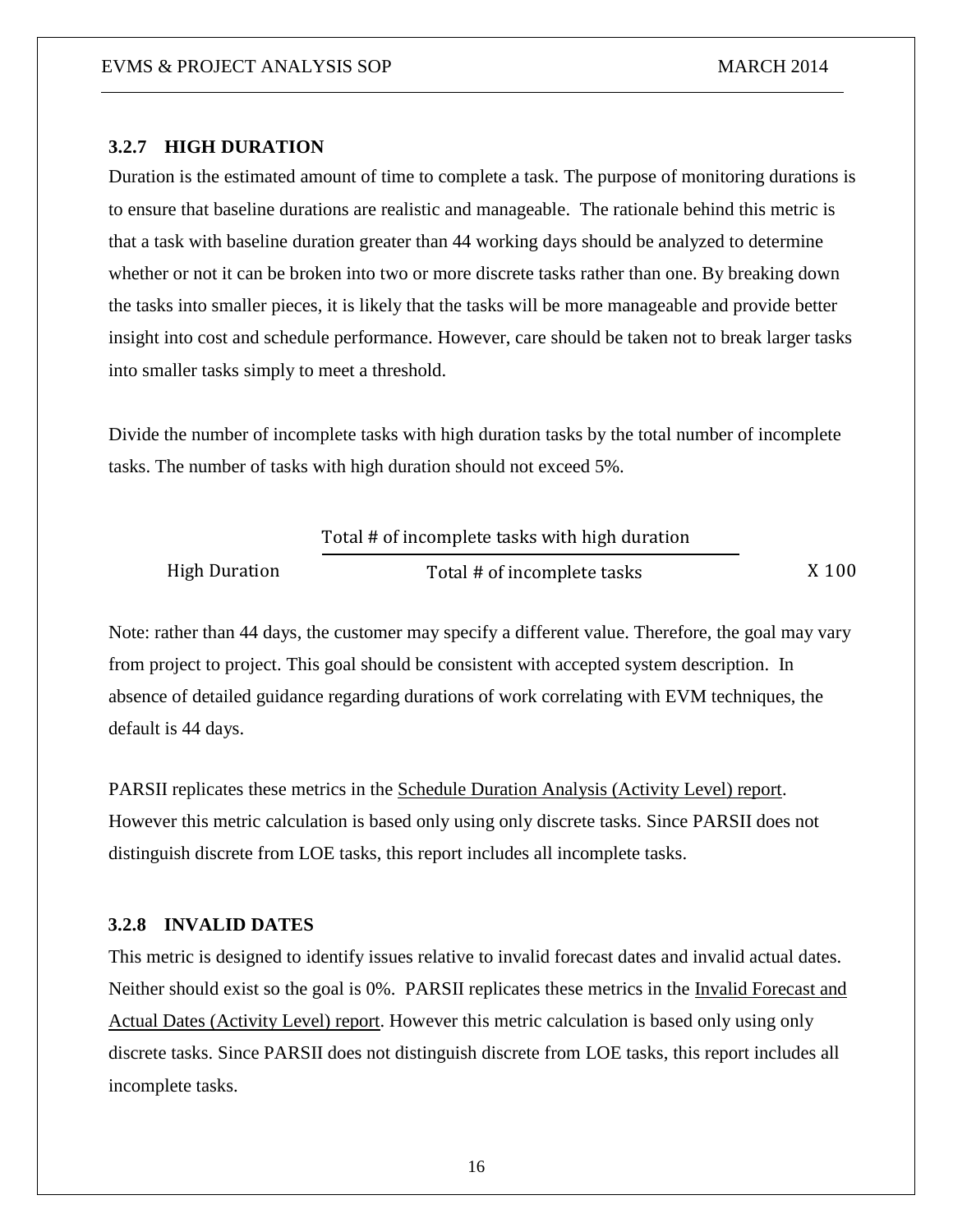### 3.2.7 HIGH DURATION

Duration is the estimated amount of time to complete a task. The purpose of monitoring durations is to ensure that baseline durations are realistic and manageable. The rationale behind this metric is that a task with baseline duration greater than 44 working days should be analyzed to determine whether or not it can be broken into two or more discrete tasks rather than one. By breaking down the tasks into smaller pieces, it is likely that the tasks will be more manageable and provide better insight into cost and schedule performance. However, care should be taken not to break larger tasks into smaller tasks simply to meet a threshold.

Divide the number of incomplete tasks with high duration tasks by the total number of incomplete tasks. The number of tasks with high duration should not exceed 5%.

$$\text{High Duration} \quad \frac{\text{Total \# of incomplete tasks with high duration}}{\text{Total \# of incomplete tasks}} \quad \text{X } 100$$

Note: rather than 44 days, the customer may specify a different value. Therefore, the goal may vary from project to project. This goal should be consistent with accepted system description. In absence of detailed guidance regarding durations of work correlating with EVM techniques, the default is 44 days.

PARSII replicates these metrics in the Schedule Duration Analysis (Activity Level) report. However this metric calculation is based only using only discrete tasks. Since PARSII does not distinguish discrete from LOE tasks, this report includes all incomplete tasks.

### 3.2.8 INVALID DATES

This metric is designed to identify issues relative to invalid forecast dates and invalid actual dates. Neither should exist so the goal is 0%. PARSII replicates these metrics in the Invalid Forecast and Actual Dates (Activity Level) report. However this metric calculation is based only using only discrete tasks. Since PARSII does not distinguish discrete from LOE tasks, this report includes all incomplete tasks.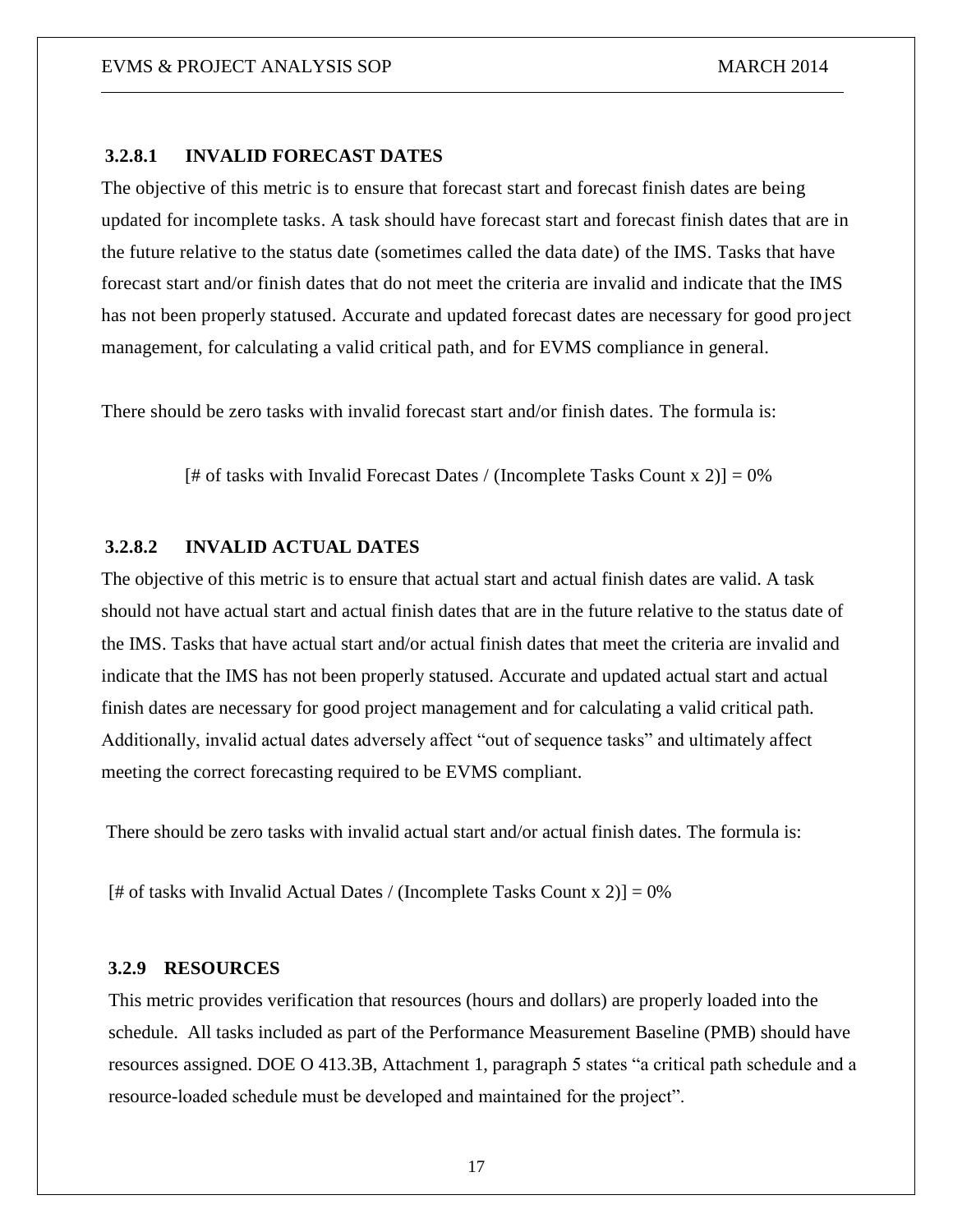#### 3.2.8.1 INVALID FORECAST DATES

The objective of this metric is to ensure that forecast start and forecast finish dates are being updated for incomplete tasks. A task should have forecast start and forecast finish dates that are in the future relative to the status date (sometimes called the data date) of the IMS. Tasks that have forecast start and/or finish dates that do not meet the criteria are invalid and indicate that the IMS has not been properly statused. Accurate and updated forecast dates are necessary for good project management, for calculating a valid critical path, and for EVMS compliance in general.

There should be zero tasks with invalid forecast start and/or finish dates. The formula is:

[# of tasks with Invalid Forecast Dates / (Incomplete Tasks Count x 2)] = 0%

#### 3.2.8.2 INVALID ACTUAL DATES

The objective of this metric is to ensure that actual start and actual finish dates are valid. A task should not have actual start and actual finish dates that are in the future relative to the status date of the IMS. Tasks that have actual start and/or actual finish dates that meet the criteria are invalid and indicate that the IMS has not been properly statused. Accurate and updated actual start and actual finish dates are necessary for good project management and for calculating a valid critical path. Additionally, invalid actual dates adversely affect "out of sequence tasks" and ultimately affect meeting the correct forecasting required to be EVMS compliant.

There should be zero tasks with invalid actual start and/or actual finish dates. The formula is:

[# of tasks with Invalid Actual Dates / (Incomplete Tasks Count x 2)] = 0%

### 3.2.9 RESOURCES

This metric provides verification that resources (hours and dollars) are properly loaded into the schedule. All tasks included as part of the Performance Measurement Baseline (PMB) should have resources assigned. DOE O 413.3B, Attachment 1, paragraph 5 states "a critical path schedule and a resource-loaded schedule must be developed and maintained for the project".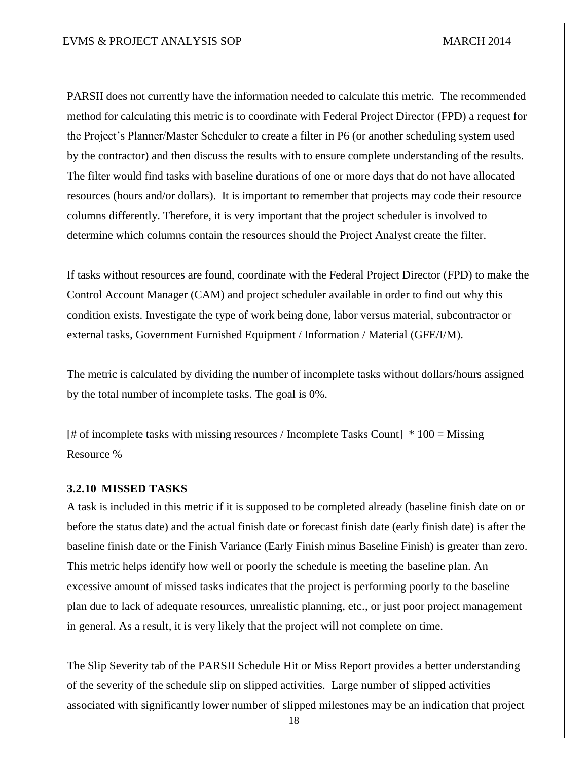PARSII does not currently have the information needed to calculate this metric. The recommended method for calculating this metric is to coordinate with Federal Project Director (FPD) a request for the Project's Planner/Master Scheduler to create a filter in P6 (or another scheduling system used by the contractor) and then discuss the results with to ensure complete understanding of the results. The filter would find tasks with baseline durations of one or more days that do not have allocated resources (hours and/or dollars). It is important to remember that projects may code their resource columns differently. Therefore, it is very important that the project scheduler is involved to determine which columns contain the resources should the Project Analyst create the filter.

If tasks without resources are found, coordinate with the Federal Project Director (FPD) to make the Control Account Manager (CAM) and project scheduler available in order to find out why this condition exists. Investigate the type of work being done, labor versus material, subcontractor or external tasks, Government Furnished Equipment / Information / Material (GFE/I/M).

The metric is calculated by dividing the number of incomplete tasks without dollars/hours assigned by the total number of incomplete tasks. The goal is 0%.

[# of incomplete tasks with missing resources / Incomplete Tasks Count] * 100 = Missing Resource %

### 3.2.10 MISSED TASKS

A task is included in this metric if it is supposed to be completed already (baseline finish date on or before the status date) and the actual finish date or forecast finish date (early finish date) is after the baseline finish date or the Finish Variance (Early Finish minus Baseline Finish) is greater than zero. This metric helps identify how well or poorly the schedule is meeting the baseline plan. An excessive amount of missed tasks indicates that the project is performing poorly to the baseline plan due to lack of adequate resources, unrealistic planning, etc., or just poor project management in general. As a result, it is very likely that the project will not complete on time.

The Slip Severity tab of the PARSII Schedule Hit or Miss Report provides a better understanding of the severity of the schedule slip on slipped activities. Large number of slipped activities associated with significantly lower number of slipped milestones may be an indication that project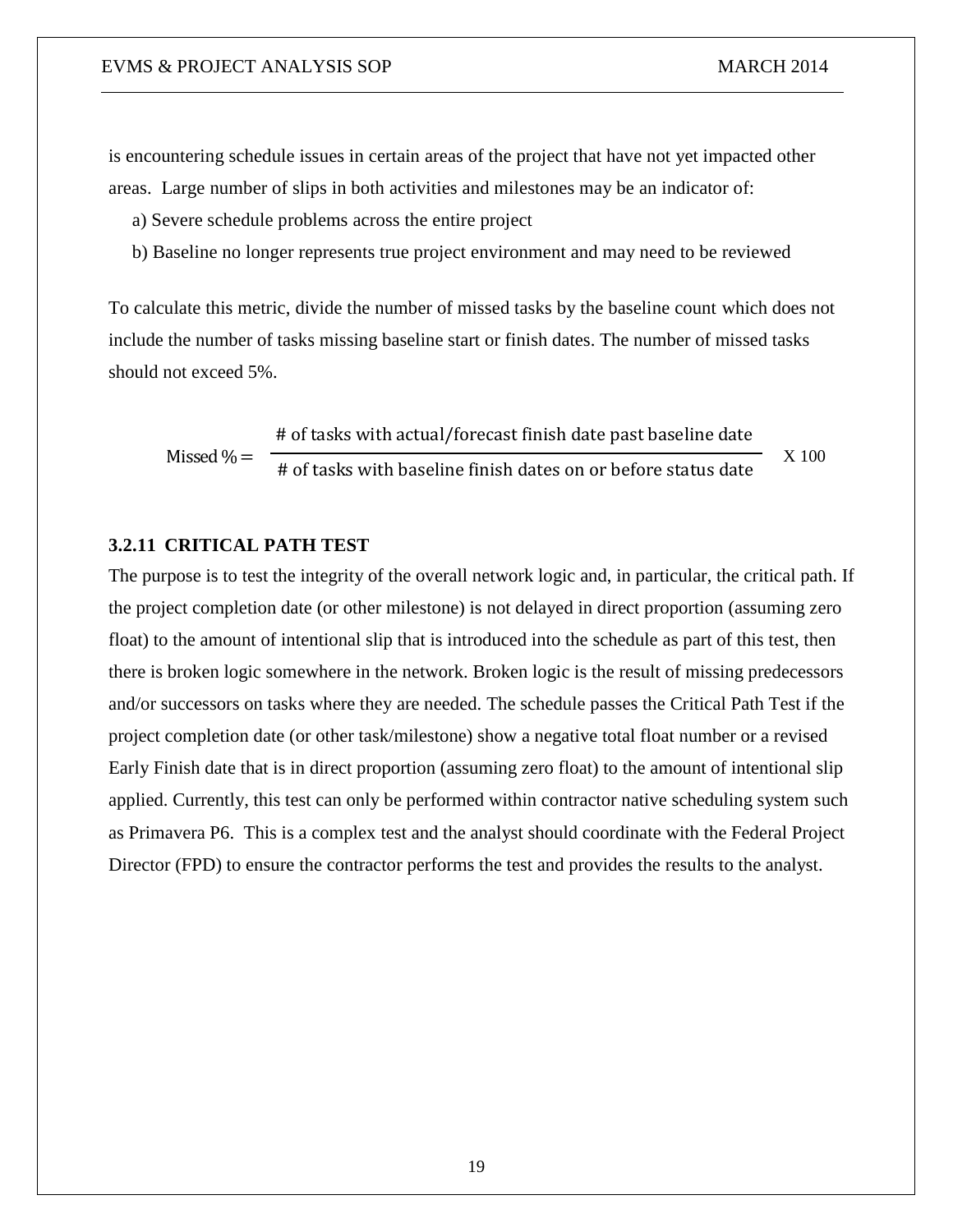is encountering schedule issues in certain areas of the project that have not yet impacted other areas. Large number of slips in both activities and milestones may be an indicator of:

a) Severe schedule problems across the entire project

b) Baseline no longer represents true project environment and may need to be reviewed

To calculate this metric, divide the number of missed tasks by the baseline count which does not include the number of tasks missing baseline start or finish dates. The number of missed tasks should not exceed 5%.

$$\text{Missed \%} = \frac{\text{\# of tasks with actual/forecast finish date past baseline date}}{\text{\# of tasks with baseline finish dates on or before status date}} \times 100$$

### 3.2.11 CRITICAL PATH TEST

The purpose is to test the integrity of the overall network logic and, in particular, the critical path. If the project completion date (or other milestone) is not delayed in direct proportion (assuming zero float) to the amount of intentional slip that is introduced into the schedule as part of this test, then there is broken logic somewhere in the network. Broken logic is the result of missing predecessors and/or successors on tasks where they are needed. The schedule passes the Critical Path Test if the project completion date (or other task/milestone) show a negative total float number or a revised Early Finish date that is in direct proportion (assuming zero float) to the amount of intentional slip applied. Currently, this test can only be performed within contractor native scheduling system such as Primavera P6. This is a complex test and the analyst should coordinate with the Federal Project Director (FPD) to ensure the contractor performs the test and provides the results to the analyst.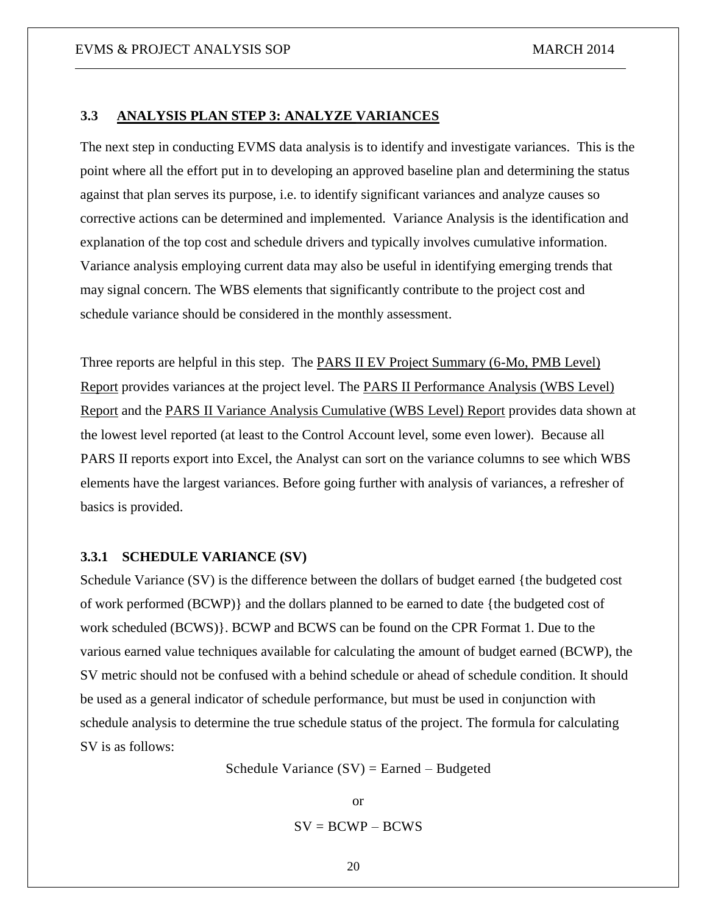### 3.3 ANALYSIS PLAN STEP 3: ANALYZE VARIANCES

The next step in conducting EVMS data analysis is to identify and investigate variances. This is the point where all the effort put in to developing an approved baseline plan and determining the status against that plan serves its purpose, i.e. to identify significant variances and analyze causes so corrective actions can be determined and implemented. Variance Analysis is the identification and explanation of the top cost and schedule drivers and typically involves cumulative information. Variance analysis employing current data may also be useful in identifying emerging trends that may signal concern. The WBS elements that significantly contribute to the project cost and schedule variance should be considered in the monthly assessment.

Three reports are helpful in this step. The PARS II EV Project Summary (6-Mo, PMB Level) Report provides variances at the project level. The PARS II Performance Analysis (WBS Level) Report and the PARS II Variance Analysis Cumulative (WBS Level) Report provides data shown at the lowest level reported (at least to the Control Account level, some even lower). Because all PARS II reports export into Excel, the Analyst can sort on the variance columns to see which WBS elements have the largest variances. Before going further with analysis of variances, a refresher of basics is provided.

#### 3.3.1 SCHEDULE VARIANCE (SV)

Schedule Variance (SV) is the difference between the dollars of budget earned {the budgeted cost of work performed (BCWP)} and the dollars planned to be earned to date {the budgeted cost of work scheduled (BCWS)}. BCWP and BCWS can be found on the CPR Format 1. Due to the various earned value techniques available for calculating the amount of budget earned (BCWP), the SV metric should not be confused with a behind schedule or ahead of schedule condition. It should be used as a general indicator of schedule performance, but must be used in conjunction with schedule analysis to determine the true schedule status of the project. The formula for calculating SV is as follows:

$$\text{Schedule Variance (SV)} = \text{Earned} - \text{Budgeted}$$

or

$$SV = BCWP - BCWS$$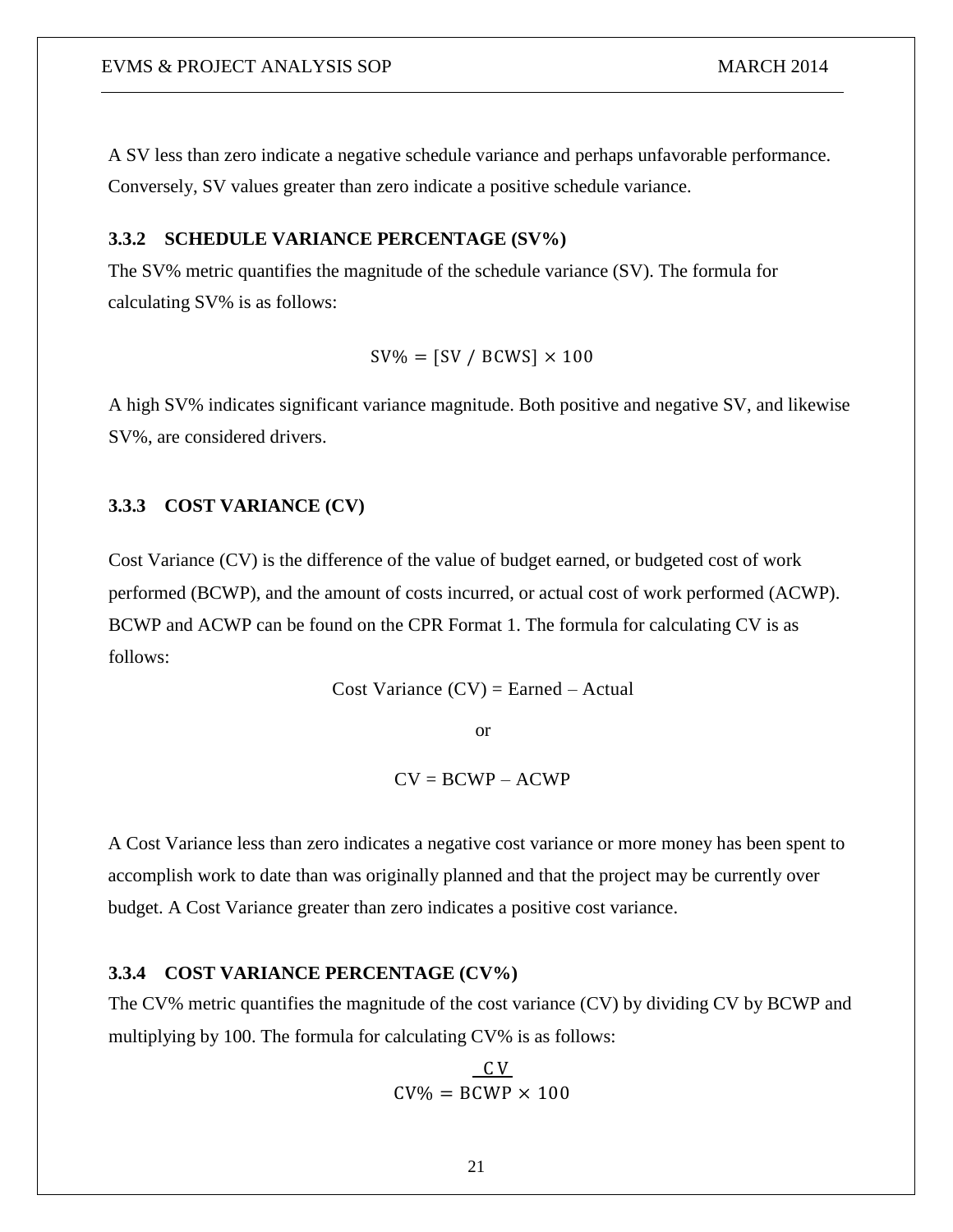A SV less than zero indicate a negative schedule variance and perhaps unfavorable performance. Conversely, SV values greater than zero indicate a positive schedule variance.

### 3.3.2 SCHEDULE VARIANCE PERCENTAGE (SV%)

The SV% metric quantifies the magnitude of the schedule variance (SV). The formula for calculating SV% is as follows:

$$SV\% = [SV \ / \ BCWS] \times 100$$

A high SV% indicates significant variance magnitude. Both positive and negative SV, and likewise SV%, are considered drivers.

### 3.3.3 COST VARIANCE (CV)

Cost Variance (CV) is the difference of the value of budget earned, or budgeted cost of work performed (BCWP), and the amount of costs incurred, or actual cost of work performed (ACWP). BCWP and ACWP can be found on the CPR Format 1. The formula for calculating CV is as follows:

$$\text{Cost Variance (CV)} = \text{Earned} - \text{Actual}$$

or

$$CV = BCWP - ACWP$$

A Cost Variance less than zero indicates a negative cost variance or more money has been spent to accomplish work to date than was originally planned and that the project may be currently over budget. A Cost Variance greater than zero indicates a positive cost variance.

### 3.3.4 COST VARIANCE PERCENTAGE (CV%)

The CV% metric quantifies the magnitude of the cost variance (CV) by dividing CV by BCWP and multiplying by 100. The formula for calculating CV% is as follows:

$$CV\% = \frac{CV}{BCWP} \times 100$$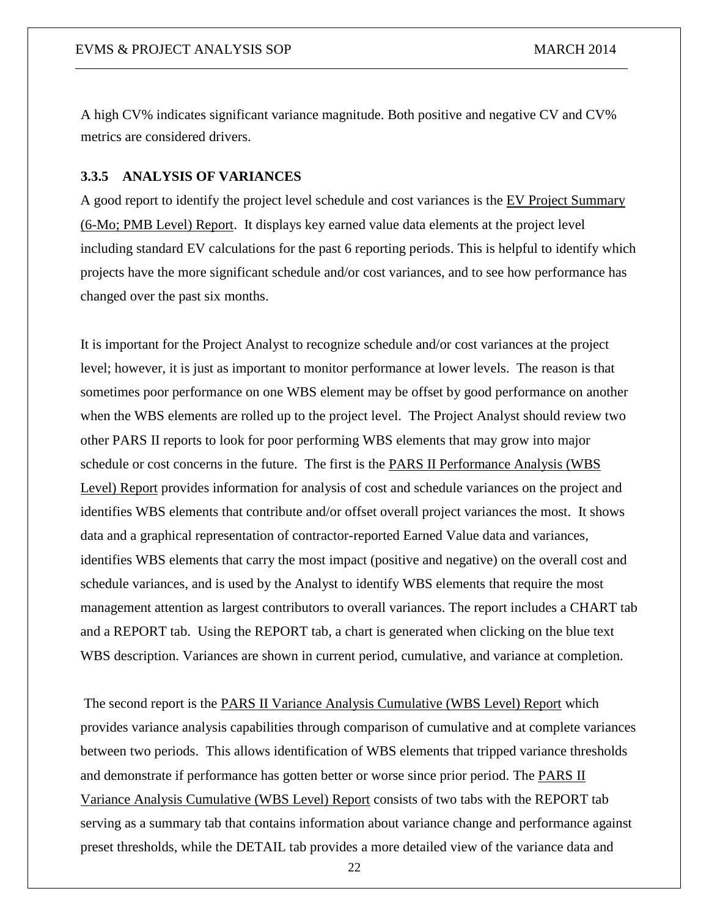A high CV% indicates significant variance magnitude. Both positive and negative CV and CV% metrics are considered drivers.

### 3.3.5 ANALYSIS OF VARIANCES

A good report to identify the project level schedule and cost variances is the EV Project Summary (6-Mo; PMB Level) Report. It displays key earned value data elements at the project level including standard EV calculations for the past 6 reporting periods. This is helpful to identify which projects have the more significant schedule and/or cost variances, and to see how performance has changed over the past six months.

It is important for the Project Analyst to recognize schedule and/or cost variances at the project level; however, it is just as important to monitor performance at lower levels. The reason is that sometimes poor performance on one WBS element may be offset by good performance on another when the WBS elements are rolled up to the project level. The Project Analyst should review two other PARS II reports to look for poor performing WBS elements that may grow into major schedule or cost concerns in the future. The first is the PARS II Performance Analysis (WBS Level) Report provides information for analysis of cost and schedule variances on the project and identifies WBS elements that contribute and/or offset overall project variances the most. It shows data and a graphical representation of contractor-reported Earned Value data and variances, identifies WBS elements that carry the most impact (positive and negative) on the overall cost and schedule variances, and is used by the Analyst to identify WBS elements that require the most management attention as largest contributors to overall variances. The report includes a CHART tab and a REPORT tab. Using the REPORT tab, a chart is generated when clicking on the blue text WBS description. Variances are shown in current period, cumulative, and variance at completion.

The second report is the PARS II Variance Analysis Cumulative (WBS Level) Report which provides variance analysis capabilities through comparison of cumulative and at complete variances between two periods. This allows identification of WBS elements that tripped variance thresholds and demonstrate if performance has gotten better or worse since prior period. The PARS II Variance Analysis Cumulative (WBS Level) Report consists of two tabs with the REPORT tab serving as a summary tab that contains information about variance change and performance against preset thresholds, while the DETAIL tab provides a more detailed view of the variance data and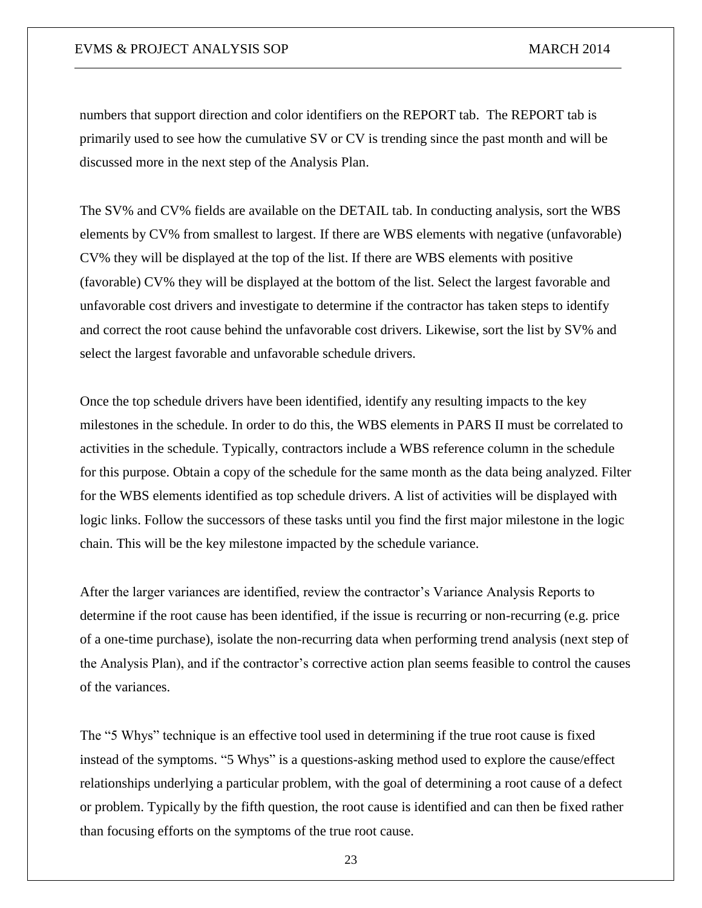numbers that support direction and color identifiers on the REPORT tab. The REPORT tab is primarily used to see how the cumulative SV or CV is trending since the past month and will be discussed more in the next step of the Analysis Plan.

The SV% and CV% fields are available on the DETAIL tab. In conducting analysis, sort the WBS elements by CV% from smallest to largest. If there are WBS elements with negative (unfavorable) CV% they will be displayed at the top of the list. If there are WBS elements with positive (favorable) CV% they will be displayed at the bottom of the list. Select the largest favorable and unfavorable cost drivers and investigate to determine if the contractor has taken steps to identify and correct the root cause behind the unfavorable cost drivers. Likewise, sort the list by SV% and select the largest favorable and unfavorable schedule drivers.

Once the top schedule drivers have been identified, identify any resulting impacts to the key milestones in the schedule. In order to do this, the WBS elements in PARS II must be correlated to activities in the schedule. Typically, contractors include a WBS reference column in the schedule for this purpose. Obtain a copy of the schedule for the same month as the data being analyzed. Filter for the WBS elements identified as top schedule drivers. A list of activities will be displayed with logic links. Follow the successors of these tasks until you find the first major milestone in the logic chain. This will be the key milestone impacted by the schedule variance.

After the larger variances are identified, review the contractor's Variance Analysis Reports to determine if the root cause has been identified, if the issue is recurring or non-recurring (e.g. price of a one-time purchase), isolate the non-recurring data when performing trend analysis (next step of the Analysis Plan), and if the contractor's corrective action plan seems feasible to control the causes of the variances.

The "5 Whys" technique is an effective tool used in determining if the true root cause is fixed instead of the symptoms. "5 Whys" is a questions-asking method used to explore the cause/effect relationships underlying a particular problem, with the goal of determining a root cause of a defect or problem. Typically by the fifth question, the root cause is identified and can then be fixed rather than focusing efforts on the symptoms of the true root cause.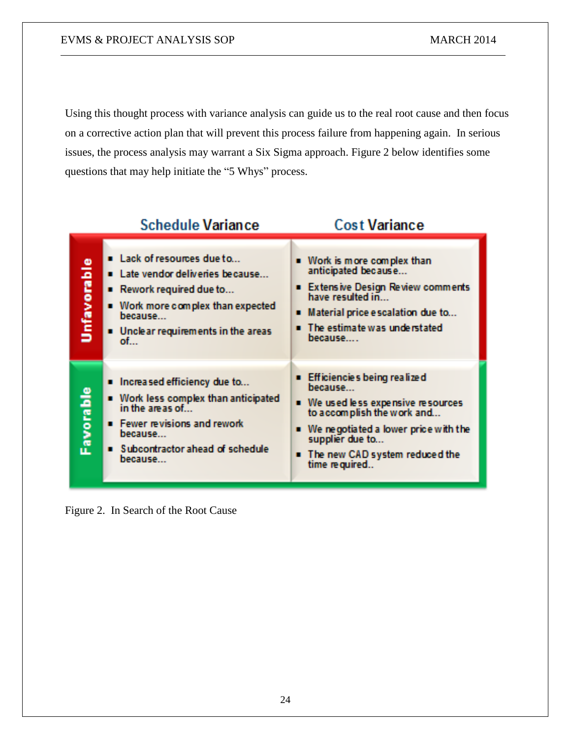Using this thought process with variance analysis can guide us to the real root cause and then focus on a corrective action plan that will prevent this process failure from happening again. In serious issues, the process analysis may warrant a Six Sigma approach. Figure 2 below identifies some questions that may help initiate the "5 Whys" process.

| | Schedule Variance | Cost Variance |
|---|---|---|
| **Unfavorable** | ▪ Lack of resources due to...<br>▪ Late vendor deliveries because...<br>▪ Rework required due to...<br>▪ Work more complex than expected because...<br>▪ Unclear requirements in the areas of... | ▪ Work is more complex than anticipated because...<br>▪ Extensive Design Review comments have resulted in...<br>▪ Material price escalation due to...<br>▪ The estimate was understated because.... |
| **Favorable** | ▪ Increased efficiency due to...<br>▪ Work less complex than anticipated in the areas of...<br>▪ Fewer revisions and rework because...<br>▪ Subcontractor ahead of schedule because... | ▪ Efficiencies being realized because...<br>▪ We used less expensive resources to accomplish the work and...<br>▪ We negotiated a lower price with the supplier due to...<br>▪ The new CAD system reduced the time required.. |

Figure 2. In Search of the Root Cause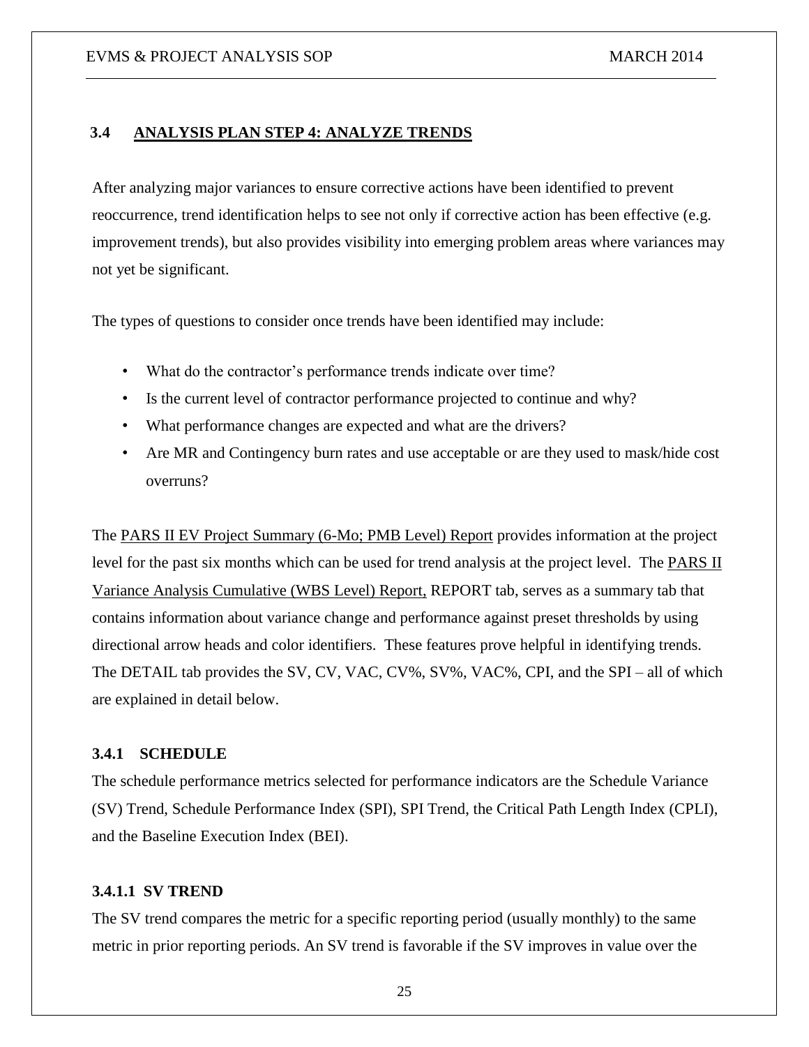## 3.4 ANALYSIS PLAN STEP 4: ANALYZE TRENDS

After analyzing major variances to ensure corrective actions have been identified to prevent reoccurrence, trend identification helps to see not only if corrective action has been effective (e.g. improvement trends), but also provides visibility into emerging problem areas where variances may not yet be significant.

The types of questions to consider once trends have been identified may include:

- What do the contractor's performance trends indicate over time?
- Is the current level of contractor performance projected to continue and why?
- What performance changes are expected and what are the drivers?
- Are MR and Contingency burn rates and use acceptable or are they used to mask/hide cost overruns?

The PARS II EV Project Summary (6-Mo; PMB Level) Report provides information at the project level for the past six months which can be used for trend analysis at the project level. The PARS II Variance Analysis Cumulative (WBS Level) Report, REPORT tab, serves as a summary tab that contains information about variance change and performance against preset thresholds by using directional arrow heads and color identifiers. These features prove helpful in identifying trends. The DETAIL tab provides the SV, CV, VAC, CV%, SV%, VAC%, CPI, and the SPI – all of which are explained in detail below.

### 3.4.1 SCHEDULE

The schedule performance metrics selected for performance indicators are the Schedule Variance (SV) Trend, Schedule Performance Index (SPI), SPI Trend, the Critical Path Length Index (CPLI), and the Baseline Execution Index (BEI).

#### 3.4.1.1 SV TREND

The SV trend compares the metric for a specific reporting period (usually monthly) to the same metric in prior reporting periods. An SV trend is favorable if the SV improves in value over the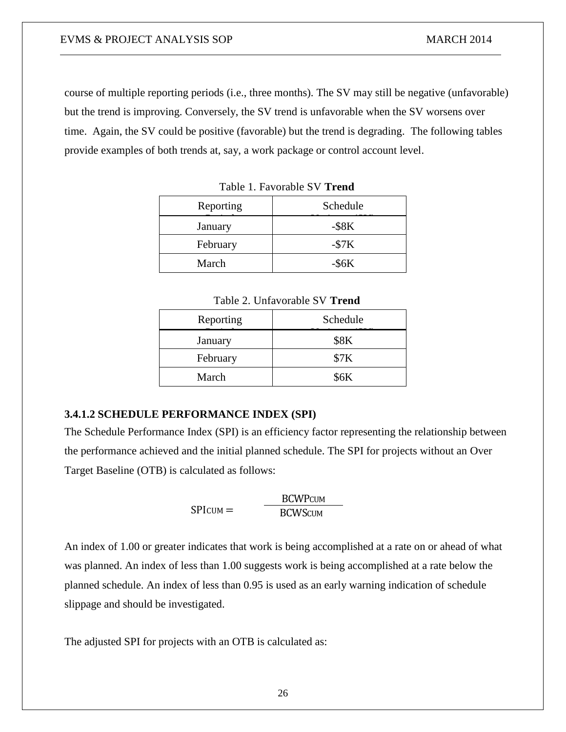course of multiple reporting periods (i.e., three months). The SV may still be negative (unfavorable) but the trend is improving. Conversely, the SV trend is unfavorable when the SV worsens over time. Again, the SV could be positive (favorable) but the trend is degrading. The following tables provide examples of both trends at, say, a work package or control account level.

Table 1. Favorable SV **Trend**

| Reporting Period | Schedule Variance (SV) |
|---|---|
| January | -$8K |
| February | -$7K |
| March | -$6K |

Table 2. Unfavorable SV **Trend**

| Reporting Period | Schedule Variance (SV) |
|---|---|
| January | $8K |
| February | $7K |
| March | $6K |

**3.4.1.2 SCHEDULE PERFORMANCE INDEX (SPI)**

The Schedule Performance Index (SPI) is an efficiency factor representing the relationship between the performance achieved and the initial planned schedule. The SPI for projects without an Over Target Baseline (OTB) is calculated as follows:

$$SPI_{CUM} = \frac{BCWP_{CUM}}{BCWS_{CUM}}$$

An index of 1.00 or greater indicates that work is being accomplished at a rate on or ahead of what was planned. An index of less than 1.00 suggests work is being accomplished at a rate below the planned schedule. An index of less than 0.95 is used as an early warning indication of schedule slippage and should be investigated.

The adjusted SPI for projects with an OTB is calculated as: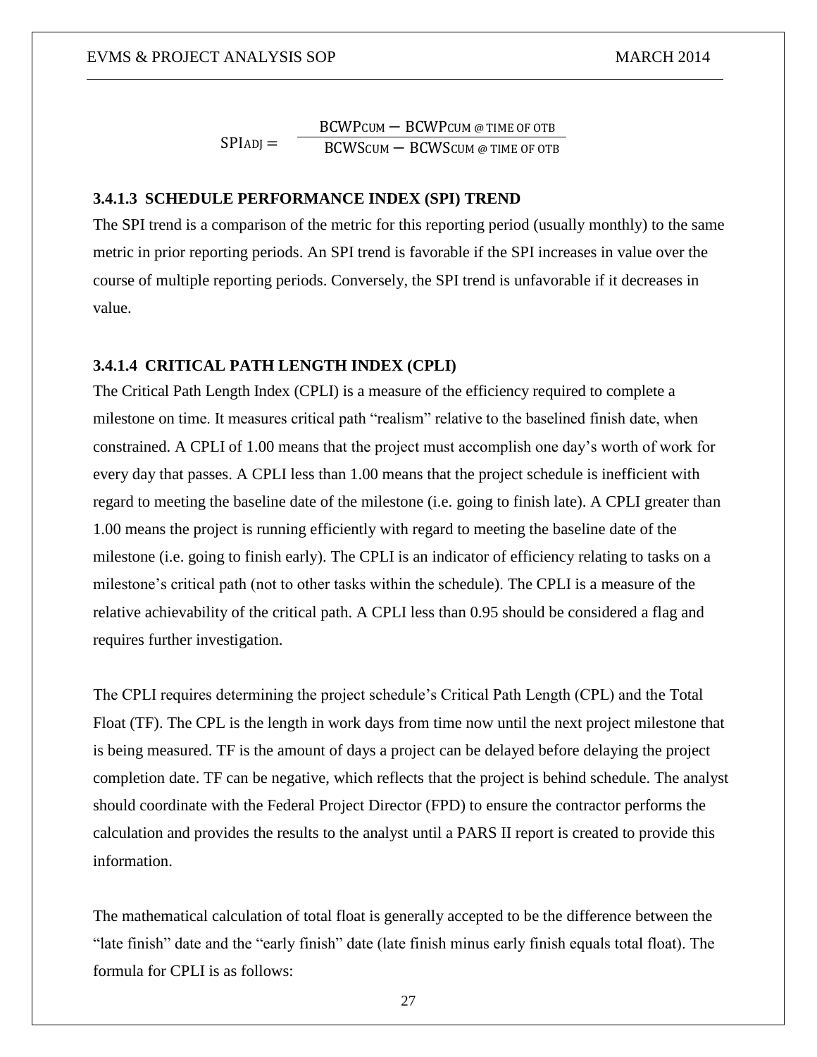$$SPI_{ADJ} = \frac{BCWP_{CUM} - BCWP_{CUM\ @\ TIME\ OF\ OTB}}{BCWS_{CUM} - BCWS_{CUM\ @\ TIME\ OF\ OTB}}$$

#### 3.4.1.3 SCHEDULE PERFORMANCE INDEX (SPI) TREND

The SPI trend is a comparison of the metric for this reporting period (usually monthly) to the same metric in prior reporting periods. An SPI trend is favorable if the SPI increases in value over the course of multiple reporting periods. Conversely, the SPI trend is unfavorable if it decreases in value.

#### 3.4.1.4 CRITICAL PATH LENGTH INDEX (CPLI)

The Critical Path Length Index (CPLI) is a measure of the efficiency required to complete a milestone on time. It measures critical path "realism" relative to the baselined finish date, when constrained. A CPLI of 1.00 means that the project must accomplish one day's worth of work for every day that passes. A CPLI less than 1.00 means that the project schedule is inefficient with regard to meeting the baseline date of the milestone (i.e. going to finish late). A CPLI greater than 1.00 means the project is running efficiently with regard to meeting the baseline date of the milestone (i.e. going to finish early). The CPLI is an indicator of efficiency relating to tasks on a milestone's critical path (not to other tasks within the schedule). The CPLI is a measure of the relative achievability of the critical path. A CPLI less than 0.95 should be considered a flag and requires further investigation.

The CPLI requires determining the project schedule's Critical Path Length (CPL) and the Total Float (TF). The CPL is the length in work days from time now until the next project milestone that is being measured. TF is the amount of days a project can be delayed before delaying the project completion date. TF can be negative, which reflects that the project is behind schedule. The analyst should coordinate with the Federal Project Director (FPD) to ensure the contractor performs the calculation and provides the results to the analyst until a PARS II report is created to provide this information.

The mathematical calculation of total float is generally accepted to be the difference between the "late finish" date and the "early finish" date (late finish minus early finish equals total float). The formula for CPLI is as follows: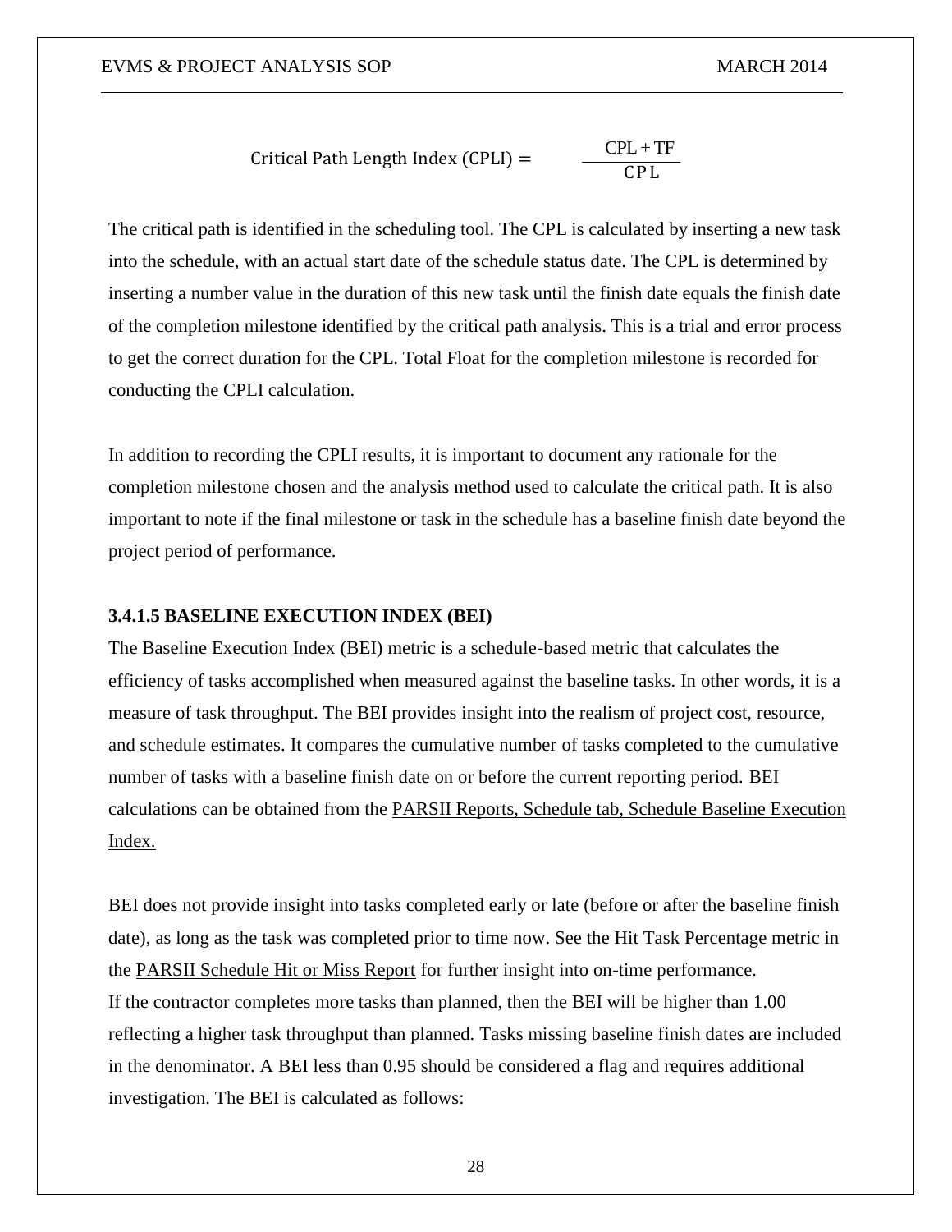$$\text{Critical Path Length Index (CPLI)} = \frac{\text{CPL} + \text{TF}}{\text{CPL}}$$

The critical path is identified in the scheduling tool. The CPL is calculated by inserting a new task into the schedule, with an actual start date of the schedule status date. The CPL is determined by inserting a number value in the duration of this new task until the finish date equals the finish date of the completion milestone identified by the critical path analysis. This is a trial and error process to get the correct duration for the CPL. Total Float for the completion milestone is recorded for conducting the CPLI calculation.

In addition to recording the CPLI results, it is important to document any rationale for the completion milestone chosen and the analysis method used to calculate the critical path. It is also important to note if the final milestone or task in the schedule has a baseline finish date beyond the project period of performance.

#### 3.4.1.5 BASELINE EXECUTION INDEX (BEI)

The Baseline Execution Index (BEI) metric is a schedule-based metric that calculates the efficiency of tasks accomplished when measured against the baseline tasks. In other words, it is a measure of task throughput. The BEI provides insight into the realism of project cost, resource, and schedule estimates. It compares the cumulative number of tasks completed to the cumulative number of tasks with a baseline finish date on or before the current reporting period. BEI calculations can be obtained from the PARSII Reports, Schedule tab, Schedule Baseline Execution Index.

BEI does not provide insight into tasks completed early or late (before or after the baseline finish date), as long as the task was completed prior to time now. See the Hit Task Percentage metric in the PARSII Schedule Hit or Miss Report for further insight into on-time performance.
If the contractor completes more tasks than planned, then the BEI will be higher than 1.00 reflecting a higher task throughput than planned. Tasks missing baseline finish dates are included in the denominator. A BEI less than 0.95 should be considered a flag and requires additional investigation. The BEI is calculated as follows: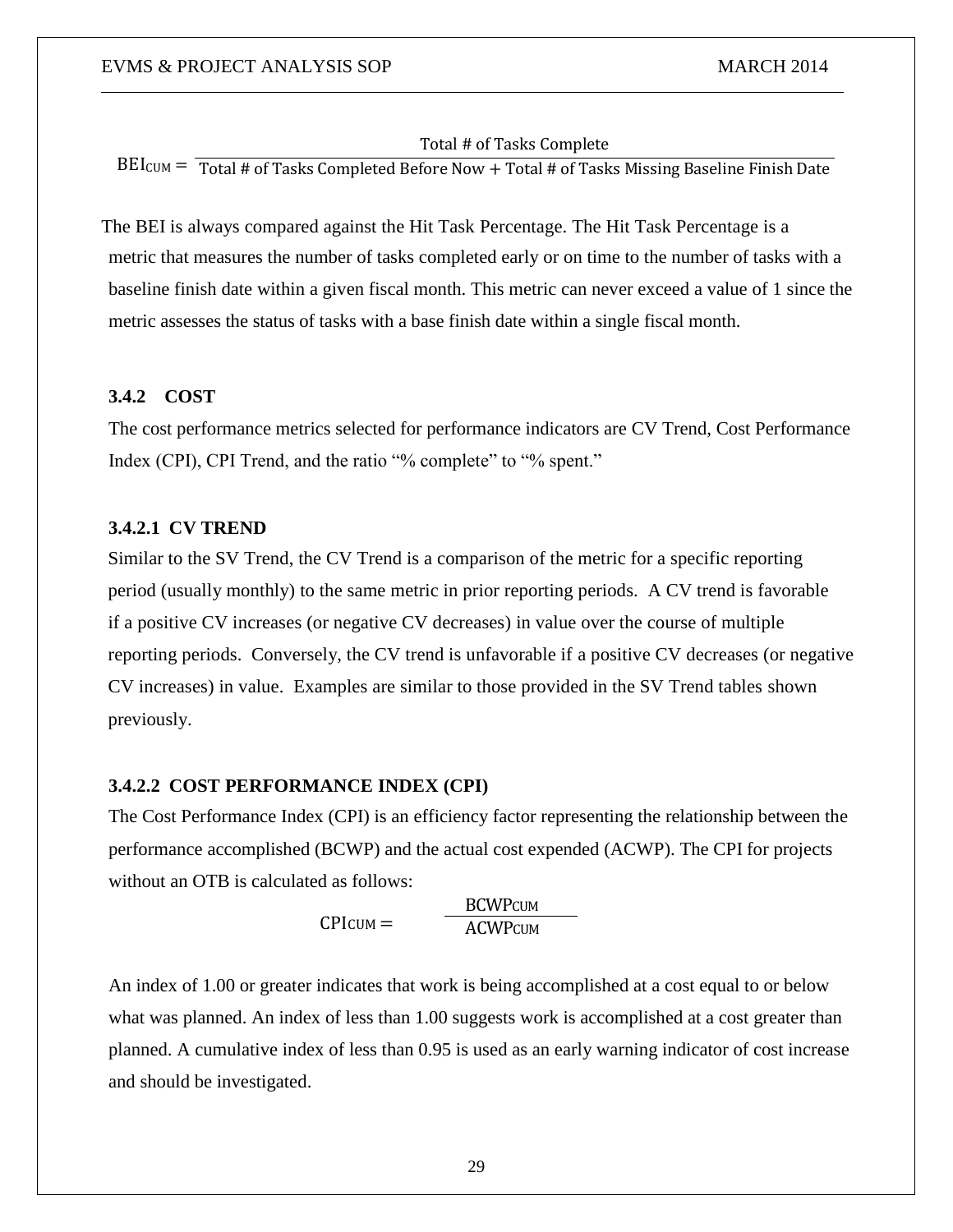$$BEI_{CUM} = \frac{\text{Total \# of Tasks Complete}}{\text{Total \# of Tasks Completed Before Now} + \text{Total \# of Tasks Missing Baseline Finish Date}}$$

The BEI is always compared against the Hit Task Percentage. The Hit Task Percentage is a metric that measures the number of tasks completed early or on time to the number of tasks with a baseline finish date within a given fiscal month. This metric can never exceed a value of 1 since the metric assesses the status of tasks with a base finish date within a single fiscal month.

### 3.4.2 COST

The cost performance metrics selected for performance indicators are CV Trend, Cost Performance Index (CPI), CPI Trend, and the ratio "% complete" to "% spent."

#### 3.4.2.1 CV TREND

Similar to the SV Trend, the CV Trend is a comparison of the metric for a specific reporting period (usually monthly) to the same metric in prior reporting periods. A CV trend is favorable if a positive CV increases (or negative CV decreases) in value over the course of multiple reporting periods. Conversely, the CV trend is unfavorable if a positive CV decreases (or negative CV increases) in value. Examples are similar to those provided in the SV Trend tables shown previously.

#### 3.4.2.2 COST PERFORMANCE INDEX (CPI)

The Cost Performance Index (CPI) is an efficiency factor representing the relationship between the performance accomplished (BCWP) and the actual cost expended (ACWP). The CPI for projects without an OTB is calculated as follows:

$$CPI_{CUM} = \frac{BCWP_{CUM}}{ACWP_{CUM}}$$

An index of 1.00 or greater indicates that work is being accomplished at a cost equal to or below what was planned. An index of less than 1.00 suggests work is accomplished at a cost greater than planned. A cumulative index of less than 0.95 is used as an early warning indicator of cost increase and should be investigated.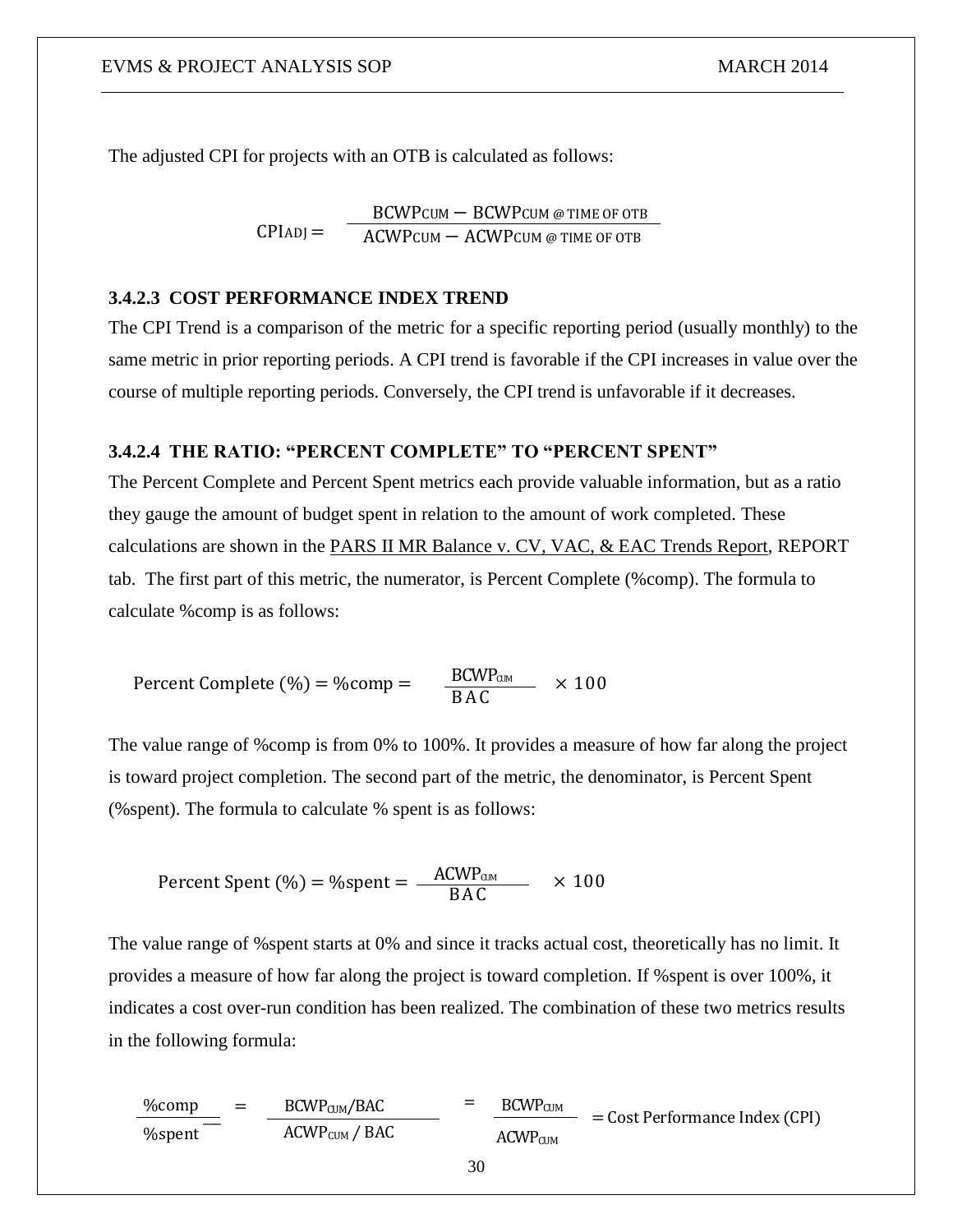The adjusted CPI for projects with an OTB is calculated as follows:

$$CPI_{ADJ} = \frac{BCWP_{CUM} - BCWP_{CUM\ @\ TIME\ OF\ OTB}}{ACWP_{CUM} - ACWP_{CUM\ @\ TIME\ OF\ OTB}}$$

#### 3.4.2.3 COST PERFORMANCE INDEX TREND

The CPI Trend is a comparison of the metric for a specific reporting period (usually monthly) to the same metric in prior reporting periods. A CPI trend is favorable if the CPI increases in value over the course of multiple reporting periods. Conversely, the CPI trend is unfavorable if it decreases.

#### 3.4.2.4 THE RATIO: "PERCENT COMPLETE" TO "PERCENT SPENT"

The Percent Complete and Percent Spent metrics each provide valuable information, but as a ratio they gauge the amount of budget spent in relation to the amount of work completed. These calculations are shown in the PARS II MR Balance v. CV, VAC, & EAC Trends Report, REPORT tab. The first part of this metric, the numerator, is Percent Complete (%comp). The formula to calculate %comp is as follows:

$$\text{Percent Complete (\%)} = \text{\%comp} = \frac{BCWP_{CUM}}{BAC} \times 100$$

The value range of %comp is from 0% to 100%. It provides a measure of how far along the project is toward project completion. The second part of the metric, the denominator, is Percent Spent (%spent). The formula to calculate % spent is as follows:

$$\text{Percent Spent (\%)} = \text{\%spent} = \frac{ACWP_{CUM}}{BAC} \times 100$$

The value range of %spent starts at 0% and since it tracks actual cost, theoretically has no limit. It provides a measure of how far along the project is toward completion. If %spent is over 100%, it indicates a cost over-run condition has been realized. The combination of these two metrics results in the following formula:

$$\frac{\text{\%comp}}{\text{\%spent}} = \frac{BCWP_{CUM}/BAC}{ACWP_{CUM}/BAC} = \frac{BCWP_{CUM}}{ACWP_{CUM}} = \text{Cost Performance Index (CPI)}$$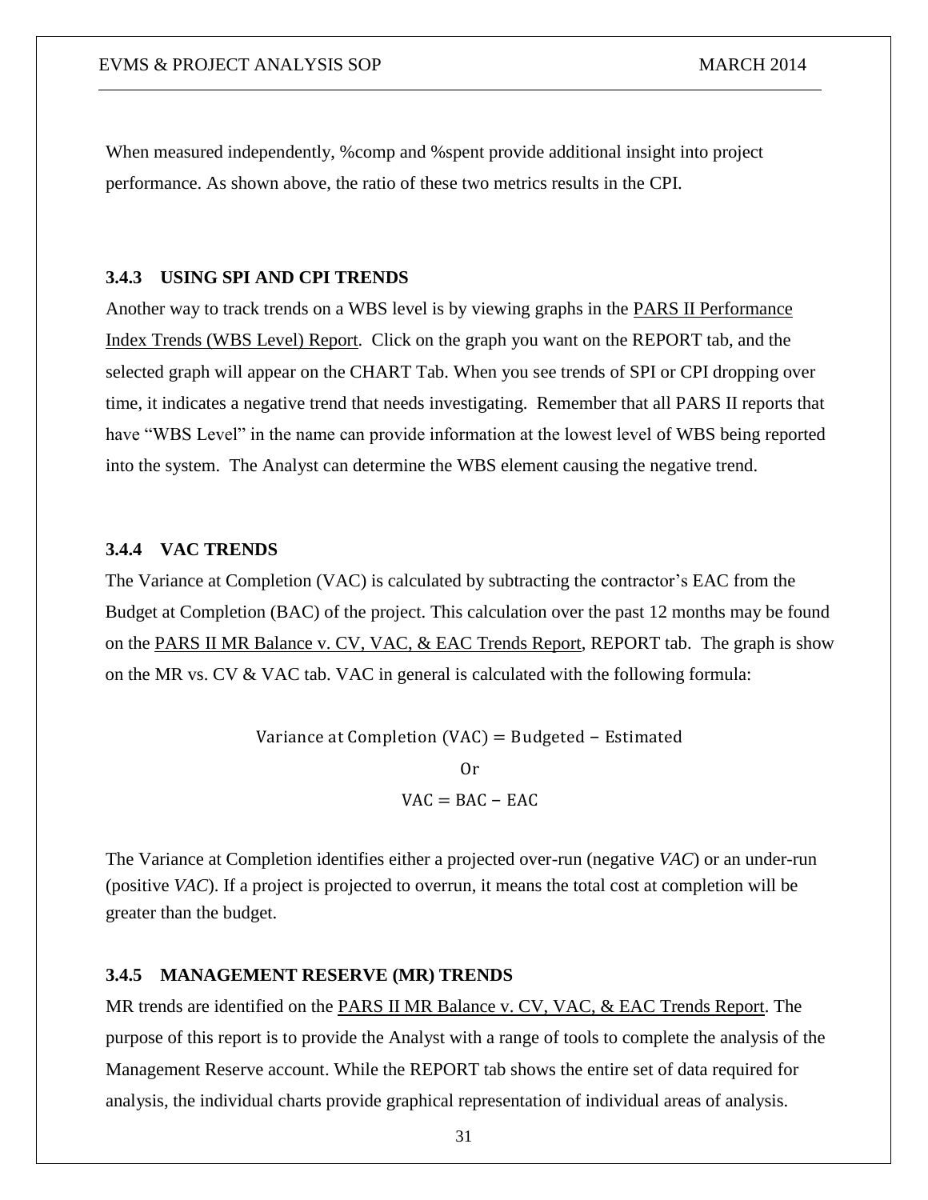When measured independently, %comp and %spent provide additional insight into project performance. As shown above, the ratio of these two metrics results in the CPI.

### 3.4.3 USING SPI AND CPI TRENDS

Another way to track trends on a WBS level is by viewing graphs in the PARS II Performance Index Trends (WBS Level) Report. Click on the graph you want on the REPORT tab, and the selected graph will appear on the CHART Tab. When you see trends of SPI or CPI dropping over time, it indicates a negative trend that needs investigating. Remember that all PARS II reports that have "WBS Level" in the name can provide information at the lowest level of WBS being reported into the system. The Analyst can determine the WBS element causing the negative trend.

### 3.4.4 VAC TRENDS

The Variance at Completion (VAC) is calculated by subtracting the contractor's EAC from the Budget at Completion (BAC) of the project. This calculation over the past 12 months may be found on the PARS II MR Balance v. CV, VAC, & EAC Trends Report, REPORT tab. The graph is show on the MR vs. CV & VAC tab. VAC in general is calculated with the following formula:

$$\text{Variance at Completion (VAC)} = \text{Budgeted} - \text{Estimated}$$

$$\text{Or}$$

$$\text{VAC} = \text{BAC} - \text{EAC}$$

The Variance at Completion identifies either a projected over-run (negative *VAC*) or an under-run (positive *VAC*). If a project is projected to overrun, it means the total cost at completion will be greater than the budget.

### 3.4.5 MANAGEMENT RESERVE (MR) TRENDS

MR trends are identified on the PARS II MR Balance v. CV, VAC, & EAC Trends Report. The purpose of this report is to provide the Analyst with a range of tools to complete the analysis of the Management Reserve account. While the REPORT tab shows the entire set of data required for analysis, the individual charts provide graphical representation of individual areas of analysis.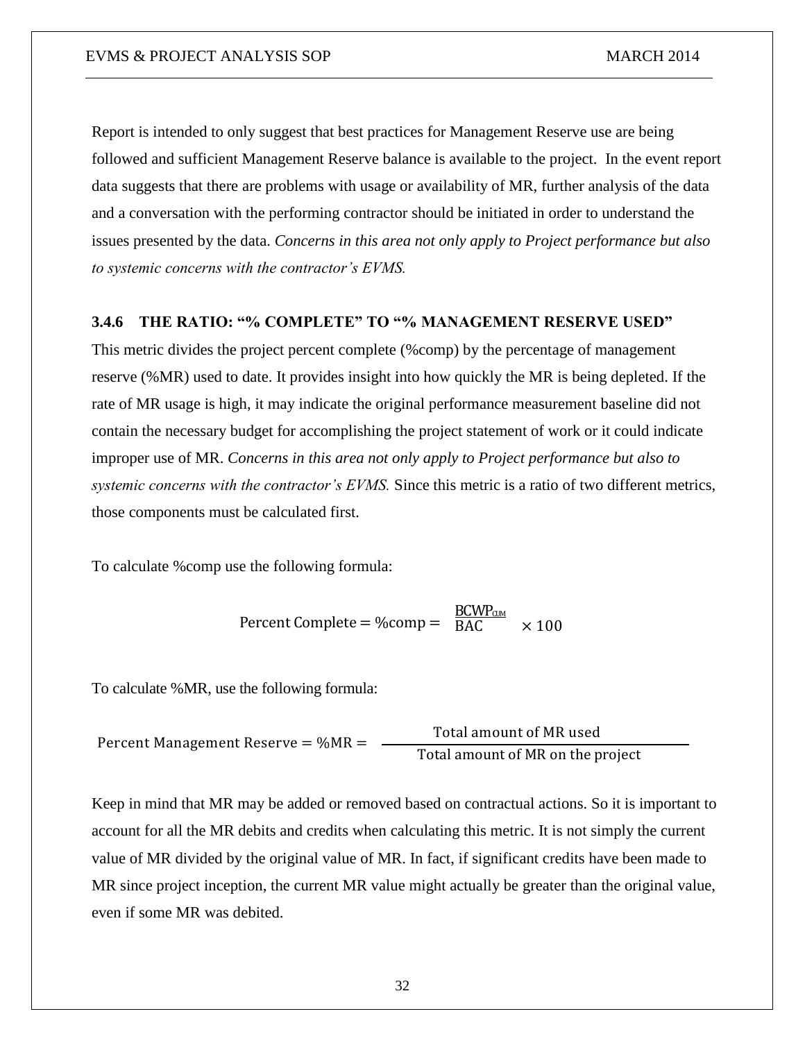Report is intended to only suggest that best practices for Management Reserve use are being followed and sufficient Management Reserve balance is available to the project. In the event report data suggests that there are problems with usage or availability of MR, further analysis of the data and a conversation with the performing contractor should be initiated in order to understand the issues presented by the data. *Concerns in this area not only apply to Project performance but also to systemic concerns with the contractor's EVMS.*

### 3.4.6 THE RATIO: "% COMPLETE" TO "% MANAGEMENT RESERVE USED"

This metric divides the project percent complete (%comp) by the percentage of management reserve (%MR) used to date. It provides insight into how quickly the MR is being depleted. If the rate of MR usage is high, it may indicate the original performance measurement baseline did not contain the necessary budget for accomplishing the project statement of work or it could indicate improper use of MR. *Concerns in this area not only apply to Project performance but also to systemic concerns with the contractor's EVMS.* Since this metric is a ratio of two different metrics, those components must be calculated first.

To calculate %comp use the following formula:

$$\text{Percent Complete} = \%\text{comp} = \frac{BCWP_{CUM}}{BAC} \times 100$$

To calculate %MR, use the following formula:

$$\text{Percent Management Reserve} = \%\text{MR} = \frac{\text{Total amount of MR used}}{\text{Total amount of MR on the project}}$$

Keep in mind that MR may be added or removed based on contractual actions. So it is important to account for all the MR debits and credits when calculating this metric. It is not simply the current value of MR divided by the original value of MR. In fact, if significant credits have been made to MR since project inception, the current MR value might actually be greater than the original value, even if some MR was debited.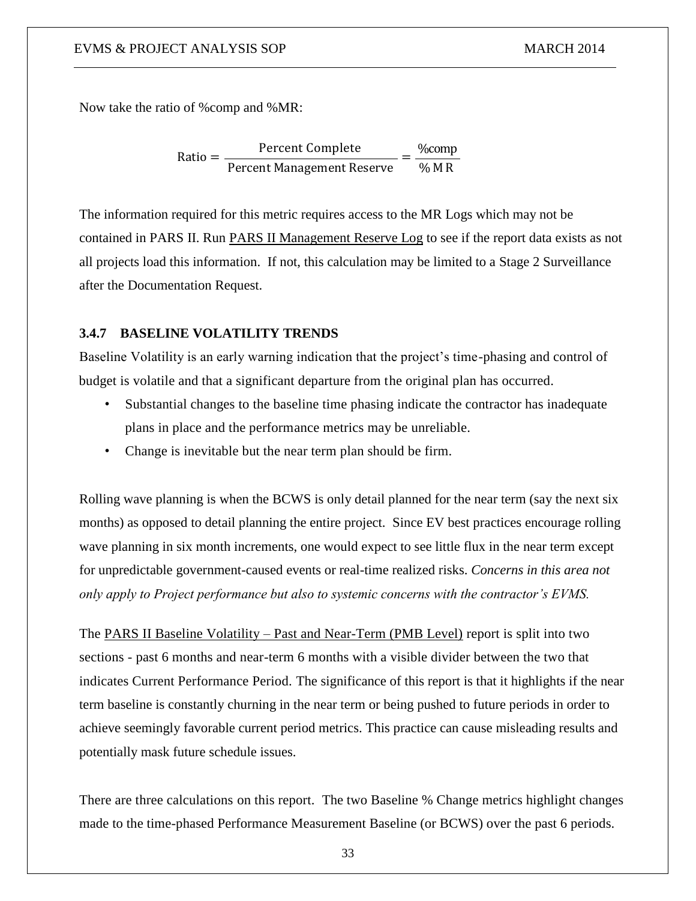Now take the ratio of %comp and %MR:

$$\text{Ratio} = \frac{\text{Percent Complete}}{\text{Percent Management Reserve}} = \frac{\%\text{comp}}{\%\,\text{MR}}$$

The information required for this metric requires access to the MR Logs which may not be contained in PARS II. Run PARS II Management Reserve Log to see if the report data exists as not all projects load this information. If not, this calculation may be limited to a Stage 2 Surveillance after the Documentation Request.

### 3.4.7 BASELINE VOLATILITY TRENDS

Baseline Volatility is an early warning indication that the project's time-phasing and control of budget is volatile and that a significant departure from the original plan has occurred.

- Substantial changes to the baseline time phasing indicate the contractor has inadequate plans in place and the performance metrics may be unreliable.
- Change is inevitable but the near term plan should be firm.

Rolling wave planning is when the BCWS is only detail planned for the near term (say the next six months) as opposed to detail planning the entire project. Since EV best practices encourage rolling wave planning in six month increments, one would expect to see little flux in the near term except for unpredictable government-caused events or real-time realized risks. *Concerns in this area not only apply to Project performance but also to systemic concerns with the contractor's EVMS.*

The PARS II Baseline Volatility – Past and Near-Term (PMB Level) report is split into two sections - past 6 months and near-term 6 months with a visible divider between the two that indicates Current Performance Period. The significance of this report is that it highlights if the near term baseline is constantly churning in the near term or being pushed to future periods in order to achieve seemingly favorable current period metrics. This practice can cause misleading results and potentially mask future schedule issues.

There are three calculations on this report. The two Baseline % Change metrics highlight changes made to the time-phased Performance Measurement Baseline (or BCWS) over the past 6 periods.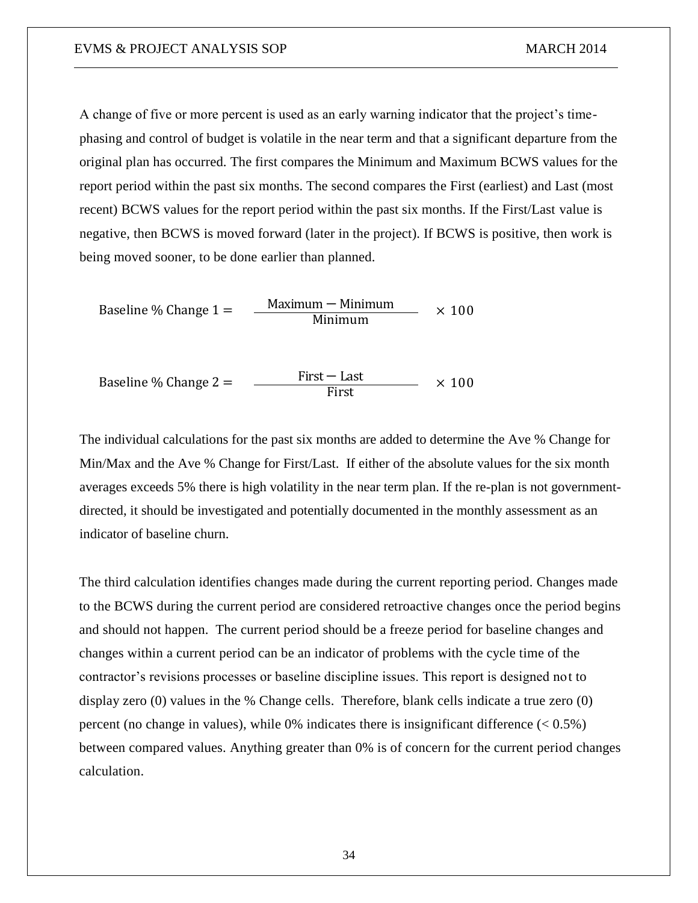A change of five or more percent is used as an early warning indicator that the project's time-phasing and control of budget is volatile in the near term and that a significant departure from the original plan has occurred. The first compares the Minimum and Maximum BCWS values for the report period within the past six months. The second compares the First (earliest) and Last (most recent) BCWS values for the report period within the past six months. If the First/Last value is negative, then BCWS is moved forward (later in the project). If BCWS is positive, then work is being moved sooner, to be done earlier than planned.

$$\text{Baseline \% Change 1} = \frac{\text{Maximum} - \text{Minimum}}{\text{Minimum}} \times 100$$

$$\text{Baseline \% Change 2} = \frac{\text{First} - \text{Last}}{\text{First}} \times 100$$

The individual calculations for the past six months are added to determine the Ave % Change for Min/Max and the Ave % Change for First/Last. If either of the absolute values for the six month averages exceeds 5% there is high volatility in the near term plan. If the re-plan is not government-directed, it should be investigated and potentially documented in the monthly assessment as an indicator of baseline churn.

The third calculation identifies changes made during the current reporting period. Changes made to the BCWS during the current period are considered retroactive changes once the period begins and should not happen. The current period should be a freeze period for baseline changes and changes within a current period can be an indicator of problems with the cycle time of the contractor's revisions processes or baseline discipline issues. This report is designed not to display zero (0) values in the % Change cells. Therefore, blank cells indicate a true zero (0) percent (no change in values), while 0% indicates there is insignificant difference (< 0.5%) between compared values. Anything greater than 0% is of concern for the current period changes calculation.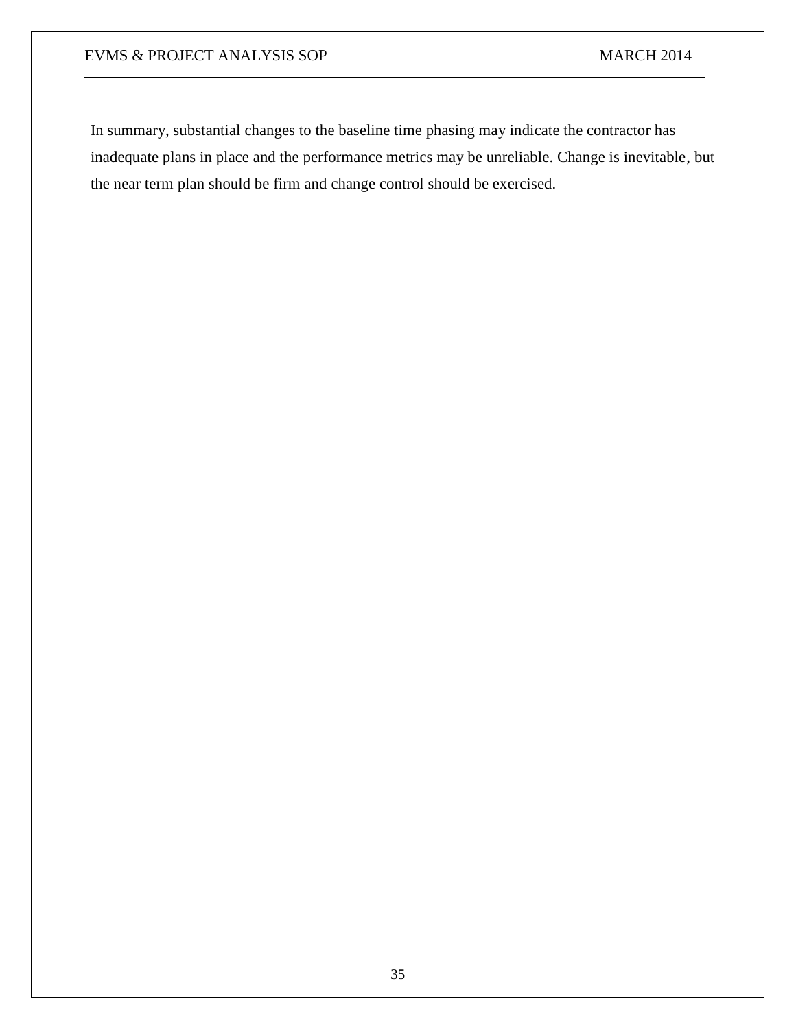In summary, substantial changes to the baseline time phasing may indicate the contractor has inadequate plans in place and the performance metrics may be unreliable. Change is inevitable, but the near term plan should be firm and change control should be exercised.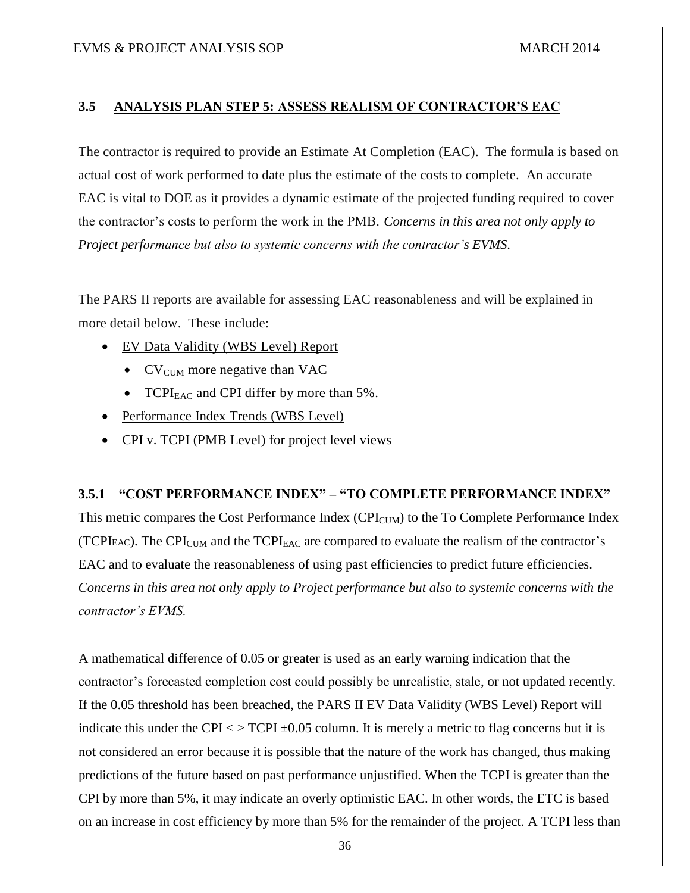### 3.5 ANALYSIS PLAN STEP 5: ASSESS REALISM OF CONTRACTOR'S EAC

The contractor is required to provide an Estimate At Completion (EAC). The formula is based on actual cost of work performed to date plus the estimate of the costs to complete. An accurate EAC is vital to DOE as it provides a dynamic estimate of the projected funding required to cover the contractor's costs to perform the work in the PMB. *Concerns in this area not only apply to Project performance but also to systemic concerns with the contractor's EVMS.*

The PARS II reports are available for assessing EAC reasonableness and will be explained in more detail below. These include:

- EV Data Validity (WBS Level) Report
  - $CV_{CUM}$ more negative than VAC
  - $TCPI_{EAC}$ and CPI differ by more than 5%.
- Performance Index Trends (WBS Level)
- CPI v. TCPI (PMB Level) for project level views

#### 3.5.1 "COST PERFORMANCE INDEX" – "TO COMPLETE PERFORMANCE INDEX"

This metric compares the Cost Performance Index ($CPI_{CUM}$) to the To Complete Performance Index ($TCPI_{EAC}$). The $CPI_{CUM}$ and the $TCPI_{EAC}$ are compared to evaluate the realism of the contractor's EAC and to evaluate the reasonableness of using past efficiencies to predict future efficiencies. *Concerns in this area not only apply to Project performance but also to systemic concerns with the contractor's EVMS.*

A mathematical difference of 0.05 or greater is used as an early warning indication that the contractor's forecasted completion cost could possibly be unrealistic, stale, or not updated recently. If the 0.05 threshold has been breached, the PARS II EV Data Validity (WBS Level) Report will indicate this under the CPI < > TCPI ±0.05 column. It is merely a metric to flag concerns but it is not considered an error because it is possible that the nature of the work has changed, thus making predictions of the future based on past performance unjustified. When the TCPI is greater than the CPI by more than 5%, it may indicate an overly optimistic EAC. In other words, the ETC is based on an increase in cost efficiency by more than 5% for the remainder of the project. A TCPI less than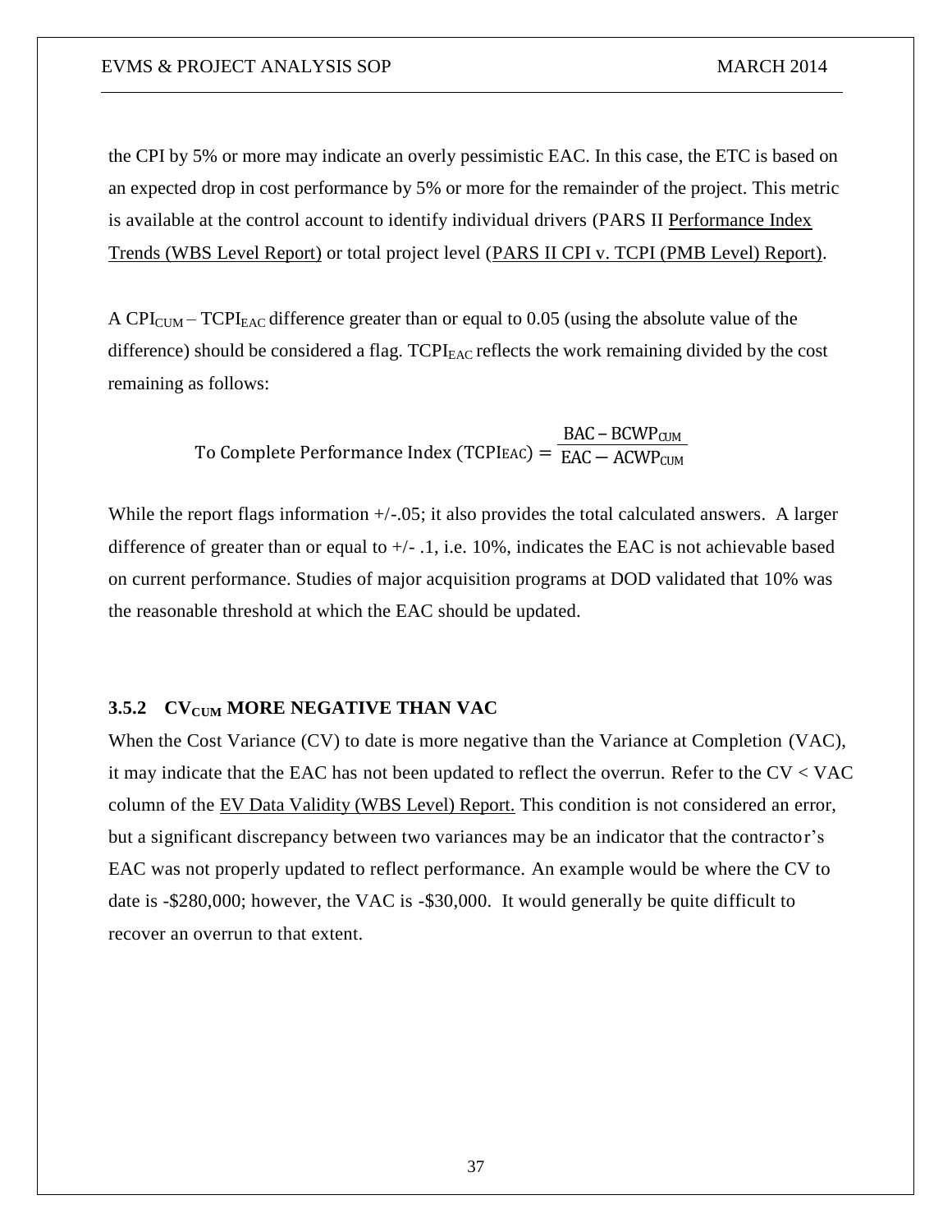the CPI by 5% or more may indicate an overly pessimistic EAC. In this case, the ETC is based on an expected drop in cost performance by 5% or more for the remainder of the project. This metric is available at the control account to identify individual drivers (PARS II Performance Index Trends (WBS Level Report) or total project level (PARS II CPI v. TCPI (PMB Level) Report).

A $CPI_{CUM} - TCPI_{EAC}$ difference greater than or equal to 0.05 (using the absolute value of the difference) should be considered a flag. $TCPI_{EAC}$ reflects the work remaining divided by the cost remaining as follows:

$$\text{To Complete Performance Index } (TCPI_{EAC}) = \frac{BAC - BCWP_{CUM}}{EAC - ACWP_{CUM}}$$

While the report flags information +/-.05; it also provides the total calculated answers. A larger difference of greater than or equal to +/- .1, i.e. 10%, indicates the EAC is not achievable based on current performance. Studies of major acquisition programs at DOD validated that 10% was the reasonable threshold at which the EAC should be updated.

### 3.5.2 $CV_{CUM}$ MORE NEGATIVE THAN VAC

When the Cost Variance (CV) to date is more negative than the Variance at Completion (VAC), it may indicate that the EAC has not been updated to reflect the overrun. Refer to the CV < VAC column of the EV Data Validity (WBS Level) Report. This condition is not considered an error, but a significant discrepancy between two variances may be an indicator that the contractor's EAC was not properly updated to reflect performance. An example would be where the CV to date is -$280,000; however, the VAC is -$30,000. It would generally be quite difficult to recover an overrun to that extent.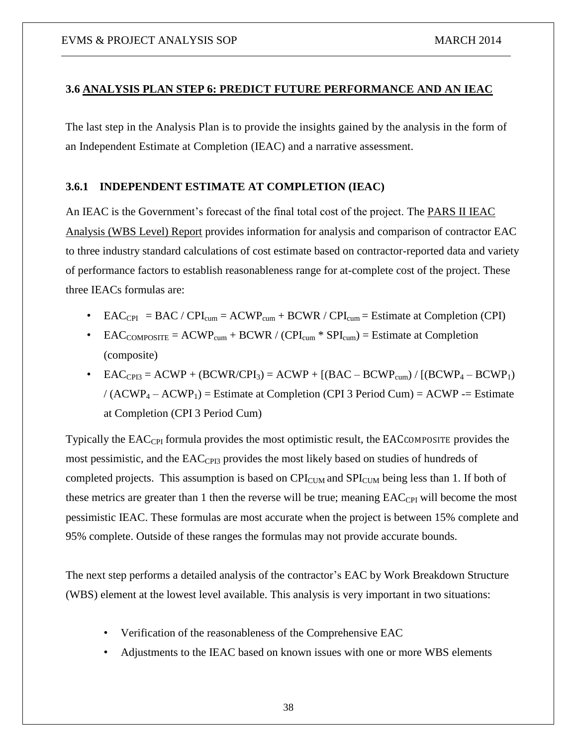### 3.6 ANALYSIS PLAN STEP 6: PREDICT FUTURE PERFORMANCE AND AN IEAC

The last step in the Analysis Plan is to provide the insights gained by the analysis in the form of an Independent Estimate at Completion (IEAC) and a narrative assessment.

#### 3.6.1 INDEPENDENT ESTIMATE AT COMPLETION (IEAC)

An IEAC is the Government's forecast of the final total cost of the project. The PARS II IEAC Analysis (WBS Level) Report provides information for analysis and comparison of contractor EAC to three industry standard calculations of cost estimate based on contractor-reported data and variety of performance factors to establish reasonableness range for at-complete cost of the project. These three IEACs formulas are:

- $EAC_{CPI}$ = BAC / $CPI_{cum}$ = $ACWP_{cum}$ + BCWR / $CPI_{cum}$ = Estimate at Completion (CPI)
- $EAC_{COMPOSITE}$ = $ACWP_{cum}$ + BCWR / ($CPI_{cum}$ * $SPI_{cum}$) = Estimate at Completion (composite)
- $EAC_{CPI3}$ = ACWP + (BCWR/$CPI_3$) = ACWP + [(BAC – $BCWP_{cum}$) / [($BCWP_4$ – $BCWP_1$) / ($ACWP_4$ – $ACWP_1$) = Estimate at Completion (CPI 3 Period Cum) = ACWP -= Estimate at Completion (CPI 3 Period Cum)

Typically the $EAC_{CPI}$ formula provides the most optimistic result, the $EAC_{COMPOSITE}$ provides the most pessimistic, and the $EAC_{CPI3}$ provides the most likely based on studies of hundreds of completed projects. This assumption is based on $CPI_{CUM}$ and $SPI_{CUM}$ being less than 1. If both of these metrics are greater than 1 then the reverse will be true; meaning $EAC_{CPI}$ will become the most pessimistic IEAC. These formulas are most accurate when the project is between 15% complete and 95% complete. Outside of these ranges the formulas may not provide accurate bounds.

The next step performs a detailed analysis of the contractor's EAC by Work Breakdown Structure (WBS) element at the lowest level available. This analysis is very important in two situations:

- Verification of the reasonableness of the Comprehensive EAC
- Adjustments to the IEAC based on known issues with one or more WBS elements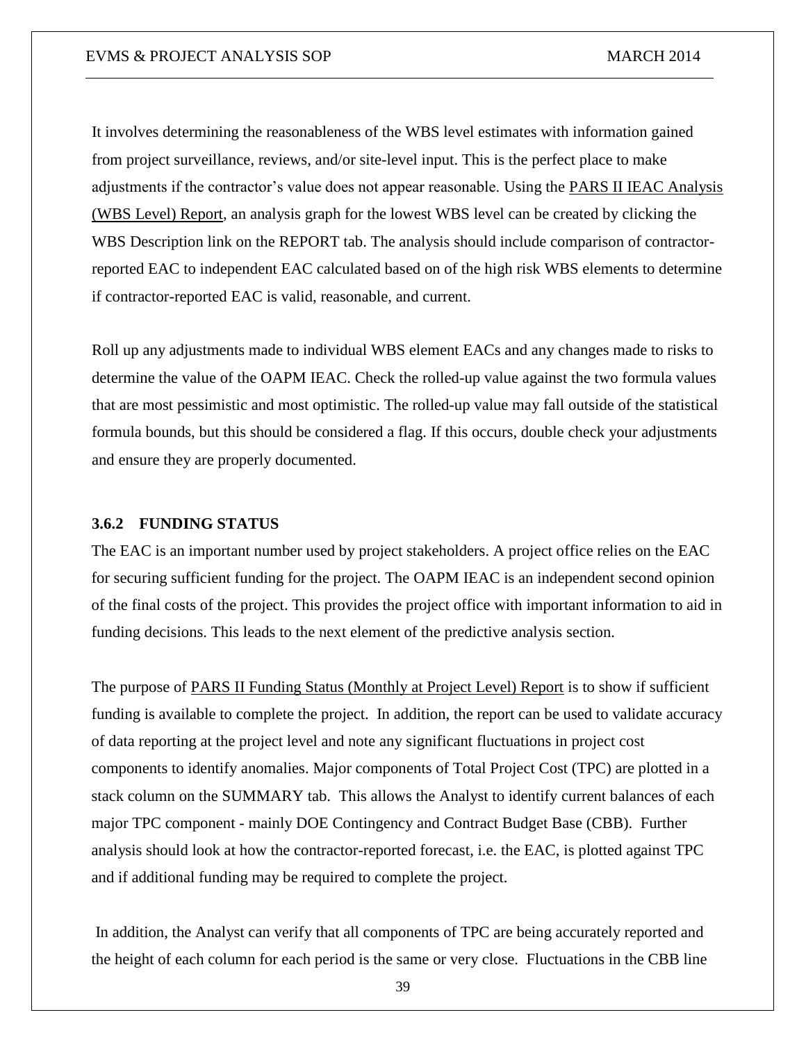It involves determining the reasonableness of the WBS level estimates with information gained from project surveillance, reviews, and/or site-level input. This is the perfect place to make adjustments if the contractor's value does not appear reasonable. Using the PARS II IEAC Analysis (WBS Level) Report, an analysis graph for the lowest WBS level can be created by clicking the WBS Description link on the REPORT tab. The analysis should include comparison of contractor-reported EAC to independent EAC calculated based on of the high risk WBS elements to determine if contractor-reported EAC is valid, reasonable, and current.

Roll up any adjustments made to individual WBS element EACs and any changes made to risks to determine the value of the OAPM IEAC. Check the rolled-up value against the two formula values that are most pessimistic and most optimistic. The rolled-up value may fall outside of the statistical formula bounds, but this should be considered a flag. If this occurs, double check your adjustments and ensure they are properly documented.

### 3.6.2 FUNDING STATUS

The EAC is an important number used by project stakeholders. A project office relies on the EAC for securing sufficient funding for the project. The OAPM IEAC is an independent second opinion of the final costs of the project. This provides the project office with important information to aid in funding decisions. This leads to the next element of the predictive analysis section.

The purpose of PARS II Funding Status (Monthly at Project Level) Report is to show if sufficient funding is available to complete the project. In addition, the report can be used to validate accuracy of data reporting at the project level and note any significant fluctuations in project cost components to identify anomalies. Major components of Total Project Cost (TPC) are plotted in a stack column on the SUMMARY tab. This allows the Analyst to identify current balances of each major TPC component - mainly DOE Contingency and Contract Budget Base (CBB). Further analysis should look at how the contractor-reported forecast, i.e. the EAC, is plotted against TPC and if additional funding may be required to complete the project.

In addition, the Analyst can verify that all components of TPC are being accurately reported and the height of each column for each period is the same or very close. Fluctuations in the CBB line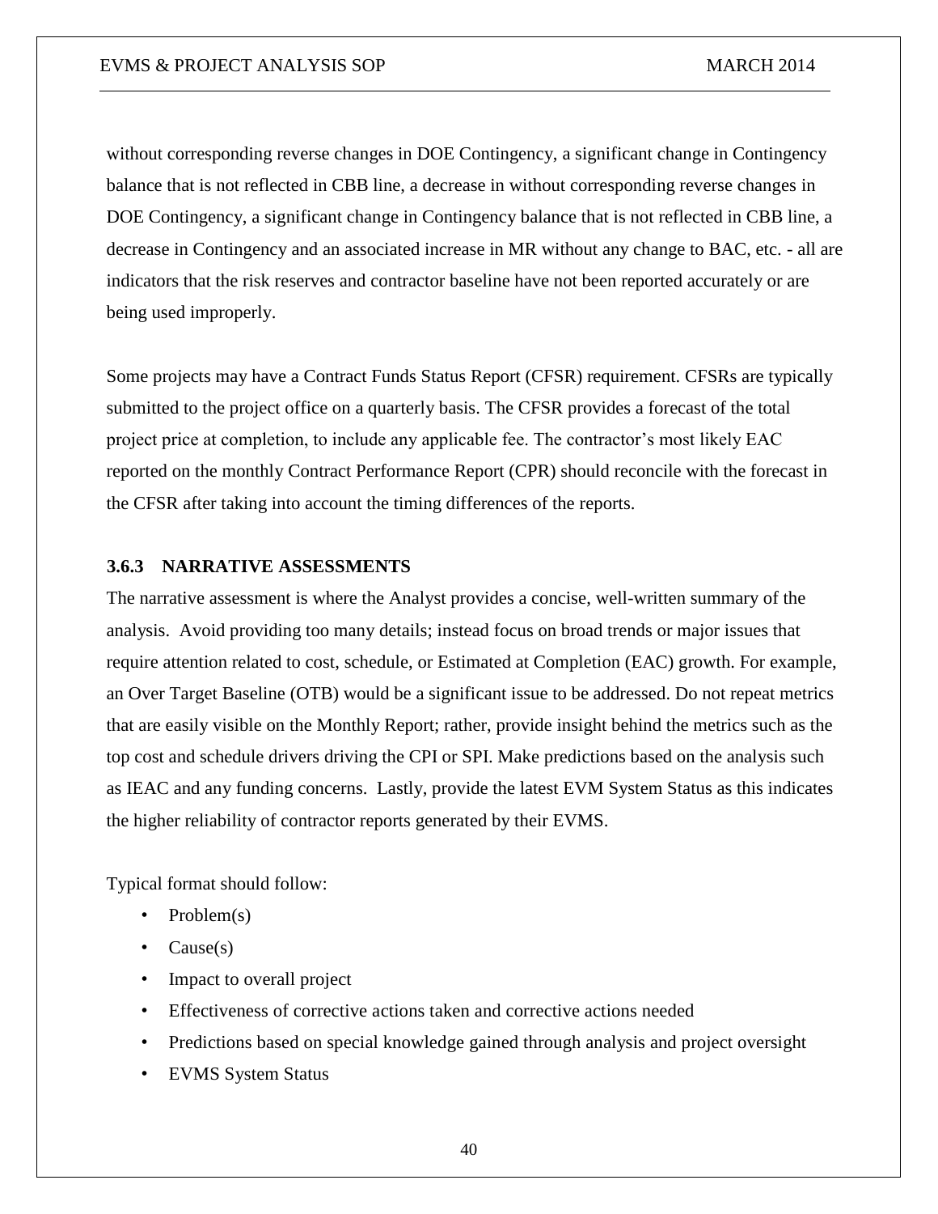without corresponding reverse changes in DOE Contingency, a significant change in Contingency balance that is not reflected in CBB line, a decrease in without corresponding reverse changes in DOE Contingency, a significant change in Contingency balance that is not reflected in CBB line, a decrease in Contingency and an associated increase in MR without any change to BAC, etc. - all are indicators that the risk reserves and contractor baseline have not been reported accurately or are being used improperly.

Some projects may have a Contract Funds Status Report (CFSR) requirement. CFSRs are typically submitted to the project office on a quarterly basis. The CFSR provides a forecast of the total project price at completion, to include any applicable fee. The contractor's most likely EAC reported on the monthly Contract Performance Report (CPR) should reconcile with the forecast in the CFSR after taking into account the timing differences of the reports.

### 3.6.3 NARRATIVE ASSESSMENTS

The narrative assessment is where the Analyst provides a concise, well-written summary of the analysis. Avoid providing too many details; instead focus on broad trends or major issues that require attention related to cost, schedule, or Estimated at Completion (EAC) growth. For example, an Over Target Baseline (OTB) would be a significant issue to be addressed. Do not repeat metrics that are easily visible on the Monthly Report; rather, provide insight behind the metrics such as the top cost and schedule drivers driving the CPI or SPI. Make predictions based on the analysis such as IEAC and any funding concerns. Lastly, provide the latest EVM System Status as this indicates the higher reliability of contractor reports generated by their EVMS.

Typical format should follow:

- Problem(s)
- Cause(s)
- Impact to overall project
- Effectiveness of corrective actions taken and corrective actions needed
- Predictions based on special knowledge gained through analysis and project oversight
- EVMS System Status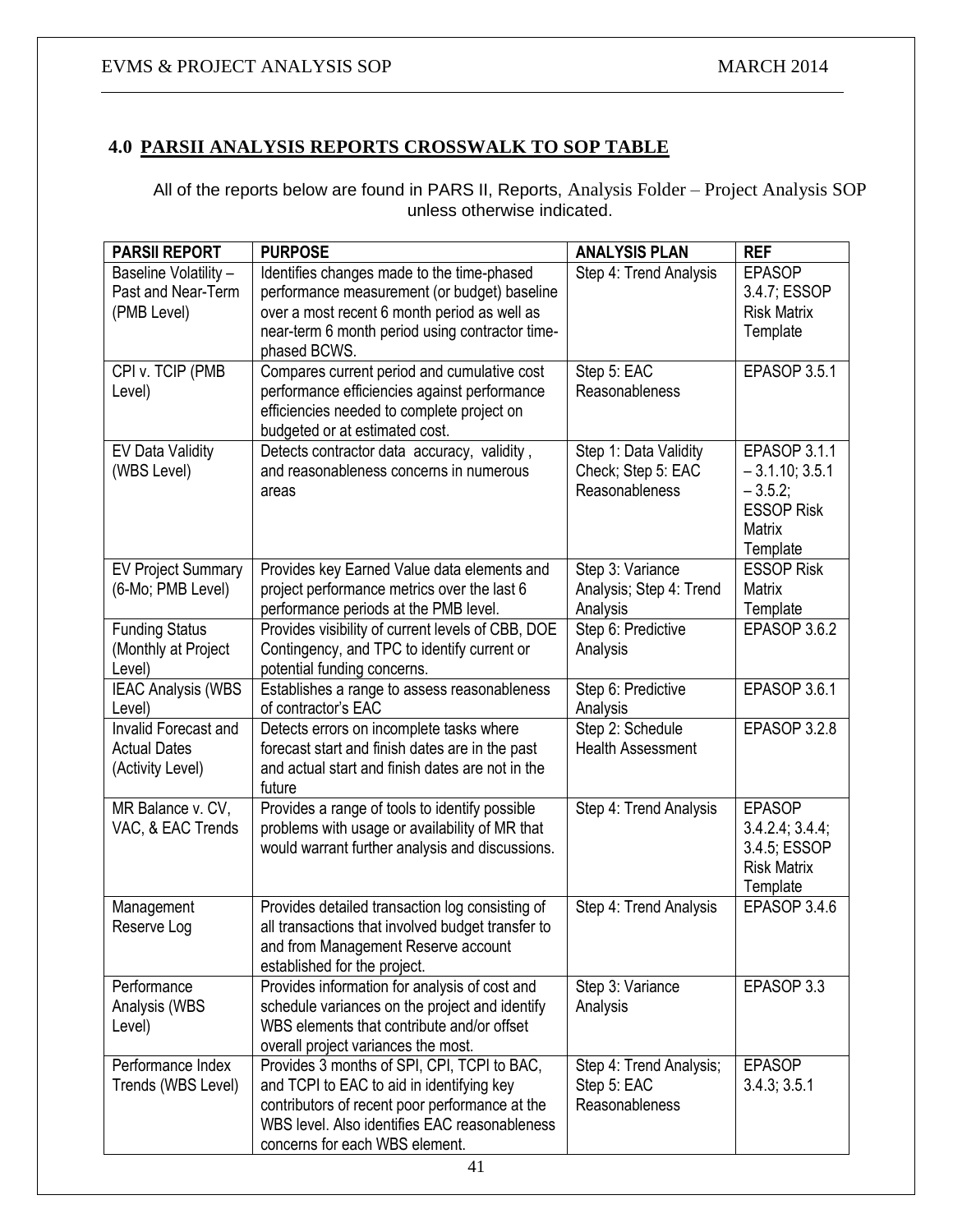## 4.0 PARSII ANALYSIS REPORTS CROSSWALK TO SOP TABLE

All of the reports below are found in PARS II, Reports, Analysis Folder – Project Analysis SOP unless otherwise indicated.

| PARSII REPORT | PURPOSE | ANALYSIS PLAN | REF |
|---|---|---|---|
| Baseline Volatility – Past and Near-Term (PMB Level) | Identifies changes made to the time-phased performance measurement (or budget) baseline over a most recent 6 month period as well as near-term 6 month period using contractor time-phased BCWS. | Step 4: Trend Analysis | EPASOP 3.4.7; ESSOP Risk Matrix Template |
| CPI v. TCIP (PMB Level) | Compares current period and cumulative cost performance efficiencies against performance efficiencies needed to complete project on budgeted or at estimated cost. | Step 5: EAC Reasonableness | EPASOP 3.5.1 |
| EV Data Validity (WBS Level) | Detects contractor data accuracy, validity, and reasonableness concerns in numerous areas | Step 1: Data Validity Check; Step 5: EAC Reasonableness | EPASOP 3.1.1 – 3.1.10; 3.5.1 – 3.5.2; ESSOP Risk Matrix Template |
| EV Project Summary (6-Mo; PMB Level) | Provides key Earned Value data elements and project performance metrics over the last 6 performance periods at the PMB level. | Step 3: Variance Analysis; Step 4: Trend Analysis | ESSOP Risk Matrix Template |
| Funding Status (Monthly at Project Level) | Provides visibility of current levels of CBB, DOE Contingency, and TPC to identify current or potential funding concerns. | Step 6: Predictive Analysis | EPASOP 3.6.2 |
| IEAC Analysis (WBS Level) | Establishes a range to assess reasonableness of contractor's EAC | Step 6: Predictive Analysis | EPASOP 3.6.1 |
| Invalid Forecast and Actual Dates (Activity Level) | Detects errors on incomplete tasks where forecast start and finish dates are in the past and actual start and finish dates are not in the future | Step 2: Schedule Health Assessment | EPASOP 3.2.8 |
| MR Balance v. CV, VAC, & EAC Trends | Provides a range of tools to identify possible problems with usage or availability of MR that would warrant further analysis and discussions. | Step 4: Trend Analysis | EPASOP 3.4.2.4; 3.4.4; 3.4.5; ESSOP Risk Matrix Template |
| Management Reserve Log | Provides detailed transaction log consisting of all transactions that involved budget transfer to and from Management Reserve account established for the project. | Step 4: Trend Analysis | EPASOP 3.4.6 |
| Performance Analysis (WBS Level) | Provides information for analysis of cost and schedule variances on the project and identify WBS elements that contribute and/or offset overall project variances the most. | Step 3: Variance Analysis | EPASOP 3.3 |
| Performance Index Trends (WBS Level) | Provides 3 months of SPI, CPI, TCPI to BAC, and TCPI to EAC to aid in identifying key contributors of recent poor performance at the WBS level. Also identifies EAC reasonableness concerns for each WBS element. | Step 4: Trend Analysis; Step 5: EAC Reasonableness | EPASOP 3.4.3; 3.5.1 |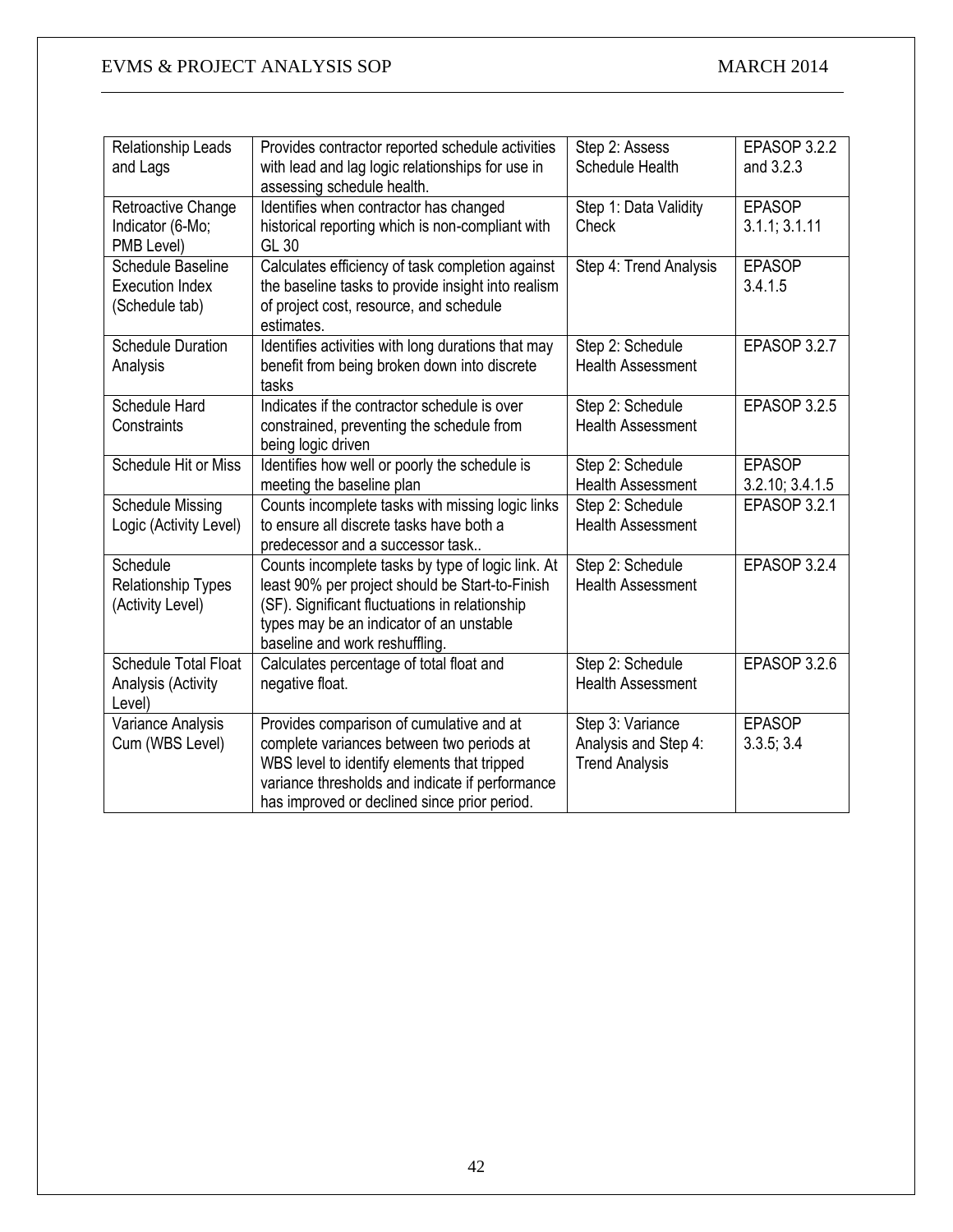| Relationship Leads and Lags | Provides contractor reported schedule activities with lead and lag logic relationships for use in assessing schedule health. | Step 2: Assess Schedule Health | EPASOP 3.2.2 and 3.2.3 |
|---|---|---|---|
| Retroactive Change Indicator (6-Mo; PMB Level) | Identifies when contractor has changed historical reporting which is non-compliant with GL 30 | Step 1: Data Validity Check | EPASOP 3.1.1; 3.1.11 |
| Schedule Baseline Execution Index (Schedule tab) | Calculates efficiency of task completion against the baseline tasks to provide insight into realism of project cost, resource, and schedule estimates. | Step 4: Trend Analysis | EPASOP 3.4.1.5 |
| Schedule Duration Analysis | Identifies activities with long durations that may benefit from being broken down into discrete tasks | Step 2: Schedule Health Assessment | EPASOP 3.2.7 |
| Schedule Hard Constraints | Indicates if the contractor schedule is over constrained, preventing the schedule from being logic driven | Step 2: Schedule Health Assessment | EPASOP 3.2.5 |
| Schedule Hit or Miss | Identifies how well or poorly the schedule is meeting the baseline plan | Step 2: Schedule Health Assessment | EPASOP 3.2.10; 3.4.1.5 |
| Schedule Missing Logic (Activity Level) | Counts incomplete tasks with missing logic links to ensure all discrete tasks have both a predecessor and a successor task.. | Step 2: Schedule Health Assessment | EPASOP 3.2.1 |
| Schedule Relationship Types (Activity Level) | Counts incomplete tasks by type of logic link. At least 90% per project should be Start-to-Finish (SF). Significant fluctuations in relationship types may be an indicator of an unstable baseline and work reshuffling. | Step 2: Schedule Health Assessment | EPASOP 3.2.4 |
| Schedule Total Float Analysis (Activity Level) | Calculates percentage of total float and negative float. | Step 2: Schedule Health Assessment | EPASOP 3.2.6 |
| Variance Analysis Cum (WBS Level) | Provides comparison of cumulative and at complete variances between two periods at WBS level to identify elements that tripped variance thresholds and indicate if performance has improved or declined since prior period. | Step 3: Variance Analysis and Step 4: Trend Analysis | EPASOP 3.3.5; 3.4 |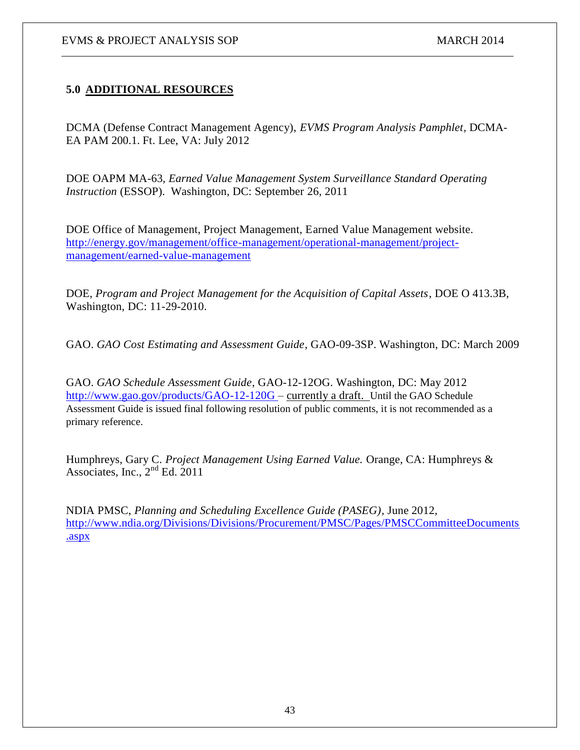## 5.0 ADDITIONAL RESOURCES

DCMA (Defense Contract Management Agency), *EVMS Program Analysis Pamphlet*, DCMA-EA PAM 200.1. Ft. Lee, VA: July 2012

DOE OAPM MA-63, *Earned Value Management System Surveillance Standard Operating Instruction* (ESSOP). Washington, DC: September 26, 2011

DOE Office of Management, Project Management, Earned Value Management website. http://energy.gov/management/office-management/operational-management/project-management/earned-value-management

DOE, *Program and Project Management for the Acquisition of Capital Assets*, DOE O 413.3B, Washington, DC: 11-29-2010.

GAO. *GAO Cost Estimating and Assessment Guide*, GAO-09-3SP. Washington, DC: March 2009

GAO. *GAO Schedule Assessment Guide*, GAO-12-12OG. Washington, DC: May 2012 http://www.gao.gov/products/GAO-12-120G – currently a draft. Until the GAO Schedule Assessment Guide is issued final following resolution of public comments, it is not recommended as a primary reference.

Humphreys, Gary C. *Project Management Using Earned Value.* Orange, CA: Humphreys & Associates, Inc., 2nd Ed. 2011

NDIA PMSC, *Planning and Scheduling Excellence Guide (PASEG)*, June 2012, http://www.ndia.org/Divisions/Divisions/Procurement/PMSC/Pages/PMSCCommitteeDocuments.aspx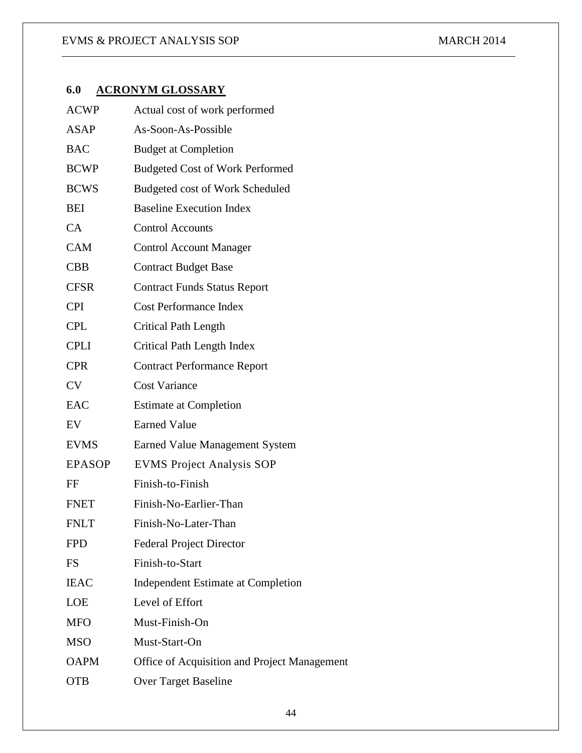## 6.0 ACRONYM GLOSSARY

| | |
|---|---|
| ACWP | Actual cost of work performed |
| ASAP | As-Soon-As-Possible |
| BAC | Budget at Completion |
| BCWP | Budgeted Cost of Work Performed |
| BCWS | Budgeted cost of Work Scheduled |
| BEI | Baseline Execution Index |
| CA | Control Accounts |
| CAM | Control Account Manager |
| CBB | Contract Budget Base |
| CFSR | Contract Funds Status Report |
| CPI | Cost Performance Index |
| CPL | Critical Path Length |
| CPLI | Critical Path Length Index |
| CPR | Contract Performance Report |
| CV | Cost Variance |
| EAC | Estimate at Completion |
| EV | Earned Value |
| EVMS | Earned Value Management System |
| EPASOP | EVMS Project Analysis SOP |
| FF | Finish-to-Finish |
| FNET | Finish-No-Earlier-Than |
| FNLT | Finish-No-Later-Than |
| FPD | Federal Project Director |
| FS | Finish-to-Start |
| IEAC | Independent Estimate at Completion |
| LOE | Level of Effort |
| MFO | Must-Finish-On |
| MSO | Must-Start-On |
| OAPM | Office of Acquisition and Project Management |
| OTB | Over Target Baseline |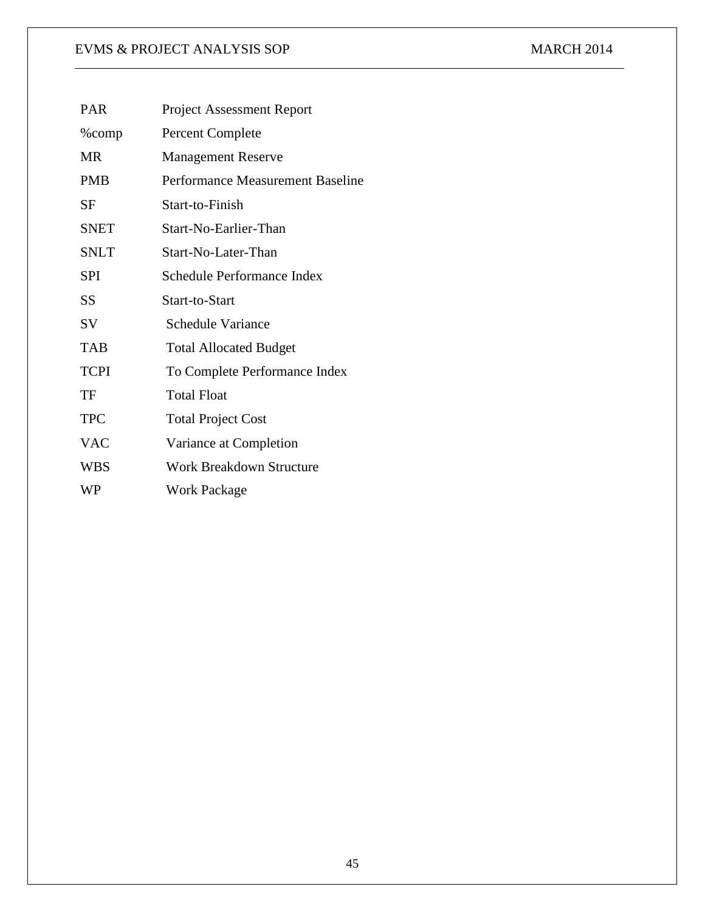| | |
|---|---|
| PAR | Project Assessment Report |
| %comp | Percent Complete |
| MR | Management Reserve |
| PMB | Performance Measurement Baseline |
| SF | Start-to-Finish |
| SNET | Start-No-Earlier-Than |
| SNLT | Start-No-Later-Than |
| SPI | Schedule Performance Index |
| SS | Start-to-Start |
| SV | Schedule Variance |
| TAB | Total Allocated Budget |
| TCPI | To Complete Performance Index |
| TF | Total Float |
| TPC | Total Project Cost |
| VAC | Variance at Completion |
| WBS | Work Breakdown Structure |
| WP | Work Package |